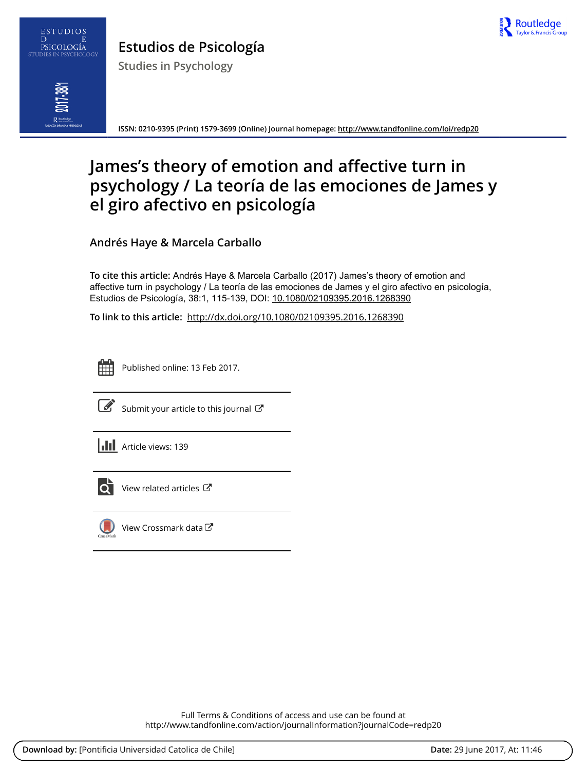# Estudios de Psicología

Studies in Psychology

ISSN: 0210-9395 (Print) 1579-3699 (Online) Journal homepage: http://www.tandfonline.com/loi/redp20

# James's theory of emotion and affective turn in psychology / La teoría de las emociones de James y el giro afectivo en psicología

**Andrés Haye & Marcela Carballo**

**To cite this article:** Andrés Haye & Marcela Carballo (2017) James's theory of emotion and affective turn in psychology / La teoría de las emociones de James y el giro afectivo en psicología, Estudios de Psicología, 38:1, 115-139, DOI: 10.1080/02109395.2016.1268390

**To link to this article:** http://dx.doi.org/10.1080/02109395.2016.1268390

Published online: 13 Feb 2017.

Submit your article to this journal

Article views: 139

View related articles

View Crossmark data

Full Terms & Conditions of access and use can be found at
http://www.tandfonline.com/action/journalInformation?journalCode=redp20

**Download by:** [Pontificia Universidad Catolica de Chile] **Date:** 29 June 2017, At: 11:46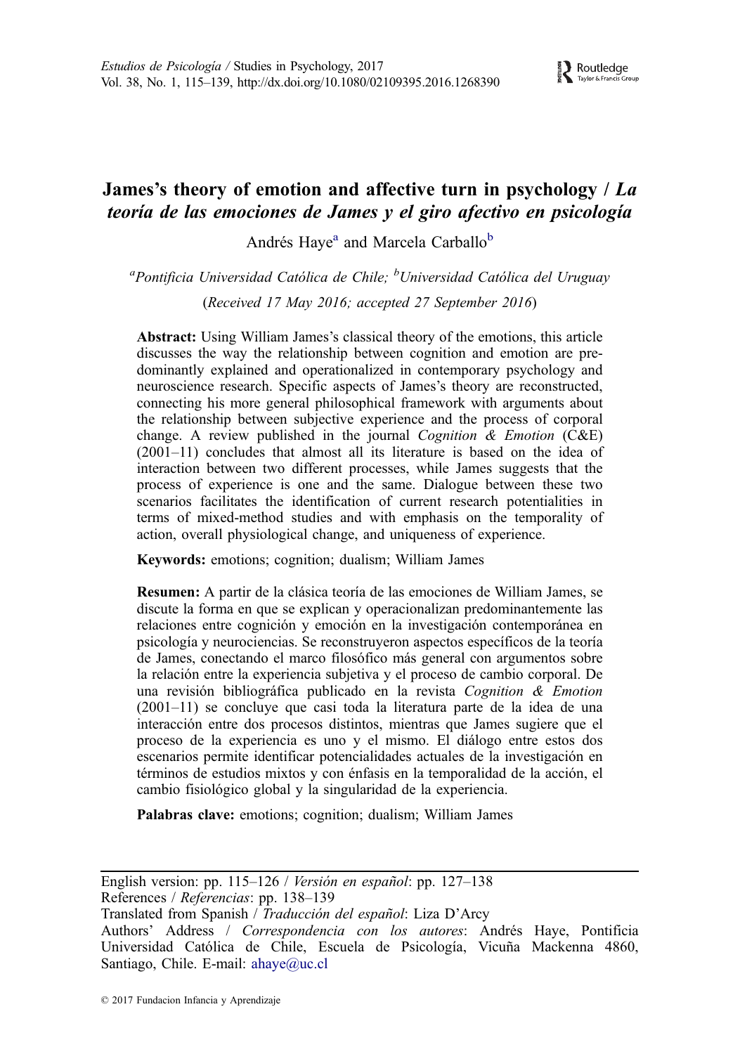# James's theory of emotion and affective turn in psychology / *La teoría de las emociones de James y el giro afectivo en psicología*

Andrés Haye[a] and Marcela Carballo[b]

[a]*Pontificia Universidad Católica de Chile;* [b]*Universidad Católica del Uruguay*

(*Received 17 May 2016; accepted 27 September 2016*)

**Abstract:** Using William James's classical theory of the emotions, this article discusses the way the relationship between cognition and emotion are predominantly explained and operationalized in contemporary psychology and neuroscience research. Specific aspects of James's theory are reconstructed, connecting his more general philosophical framework with arguments about the relationship between subjective experience and the process of corporal change. A review published in the journal *Cognition & Emotion* (C&E) (2001–11) concludes that almost all its literature is based on the idea of interaction between two different processes, while James suggests that the process of experience is one and the same. Dialogue between these two scenarios facilitates the identification of current research potentialities in terms of mixed-method studies and with emphasis on the temporality of action, overall physiological change, and uniqueness of experience.

**Keywords:** emotions; cognition; dualism; William James

**Resumen:** A partir de la clásica teoría de las emociones de William James, se discute la forma en que se explican y operacionalizan predominantemente las relaciones entre cognición y emoción en la investigación contemporánea en psicología y neurociencias. Se reconstruyeron aspectos específicos de la teoría de James, conectando el marco filosófico más general con argumentos sobre la relación entre la experiencia subjetiva y el proceso de cambio corporal. De una revisión bibliográfica publicado en la revista *Cognition & Emotion* (2001–11) se concluye que casi toda la literatura parte de la idea de una interacción entre dos procesos distintos, mientras que James sugiere que el proceso de la experiencia es uno y el mismo. El diálogo entre estos dos escenarios permite identificar potencialidades actuales de la investigación en términos de estudios mixtos y con énfasis en la temporalidad de la acción, el cambio fisiológico global y la singularidad de la experiencia.

**Palabras clave:** emotions; cognition; dualism; William James

---

English version: pp. 115–126 / *Versión en español*: pp. 127–138

References / *Referencias*: pp. 138–139

Translated from Spanish / *Traducción del español*: Liza D'Arcy

Authors' Address / *Correspondencia con los autores*: Andrés Haye, Pontificia Universidad Católica de Chile, Escuela de Psicología, Vicuña Mackenna 4860, Santiago, Chile. E-mail: ahaye@uc.cl

© 2017 Fundacion Infancia y Aprendizaje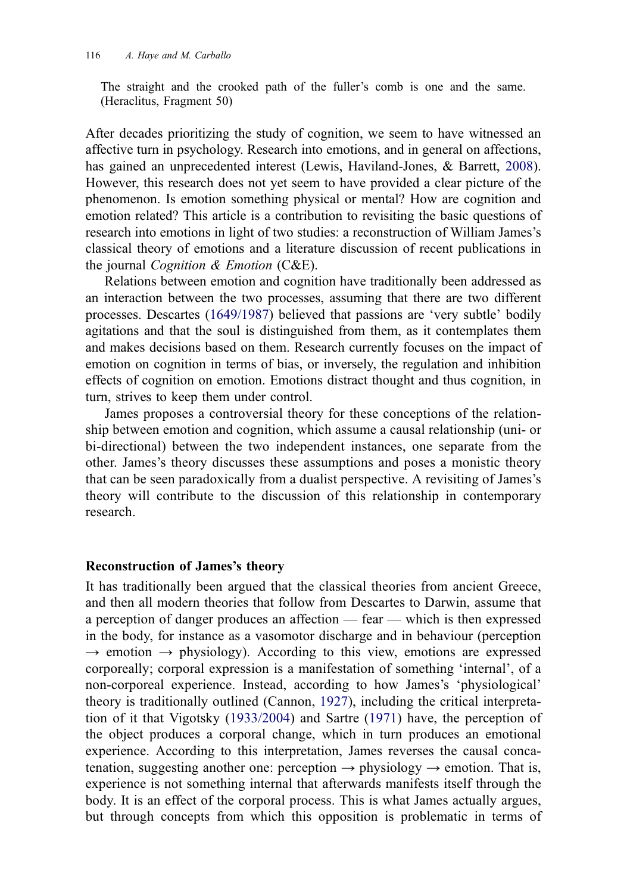The straight and the crooked path of the fuller's comb is one and the same. (Heraclitus, Fragment 50)

After decades prioritizing the study of cognition, we seem to have witnessed an affective turn in psychology. Research into emotions, and in general on affections, has gained an unprecedented interest (Lewis, Haviland-Jones, & Barrett, 2008). However, this research does not yet seem to have provided a clear picture of the phenomenon. Is emotion something physical or mental? How are cognition and emotion related? This article is a contribution to revisiting the basic questions of research into emotions in light of two studies: a reconstruction of William James's classical theory of emotions and a literature discussion of recent publications in the journal *Cognition & Emotion* (C&E).

Relations between emotion and cognition have traditionally been addressed as an interaction between the two processes, assuming that there are two different processes. Descartes (1649/1987) believed that passions are 'very subtle' bodily agitations and that the soul is distinguished from them, as it contemplates them and makes decisions based on them. Research currently focuses on the impact of emotion on cognition in terms of bias, or inversely, the regulation and inhibition effects of cognition on emotion. Emotions distract thought and thus cognition, in turn, strives to keep them under control.

James proposes a controversial theory for these conceptions of the relationship between emotion and cognition, which assume a causal relationship (uni- or bi-directional) between the two independent instances, one separate from the other. James's theory discusses these assumptions and poses a monistic theory that can be seen paradoxically from a dualist perspective. A revisiting of James's theory will contribute to the discussion of this relationship in contemporary research.

## Reconstruction of James's theory

It has traditionally been argued that the classical theories from ancient Greece, and then all modern theories that follow from Descartes to Darwin, assume that a perception of danger produces an affection — fear — which is then expressed in the body, for instance as a vasomotor discharge and in behaviour (perception → emotion → physiology). According to this view, emotions are expressed corporeally; corporal expression is a manifestation of something 'internal', of a non-corporeal experience. Instead, according to how James's 'physiological' theory is traditionally outlined (Cannon, 1927), including the critical interpretation of it that Vigotsky (1933/2004) and Sartre (1971) have, the perception of the object produces a corporal change, which in turn produces an emotional experience. According to this interpretation, James reverses the causal concatenation, suggesting another one: perception → physiology → emotion. That is, experience is not something internal that afterwards manifests itself through the body. It is an effect of the corporal process. This is what James actually argues, but through concepts from which this opposition is problematic in terms of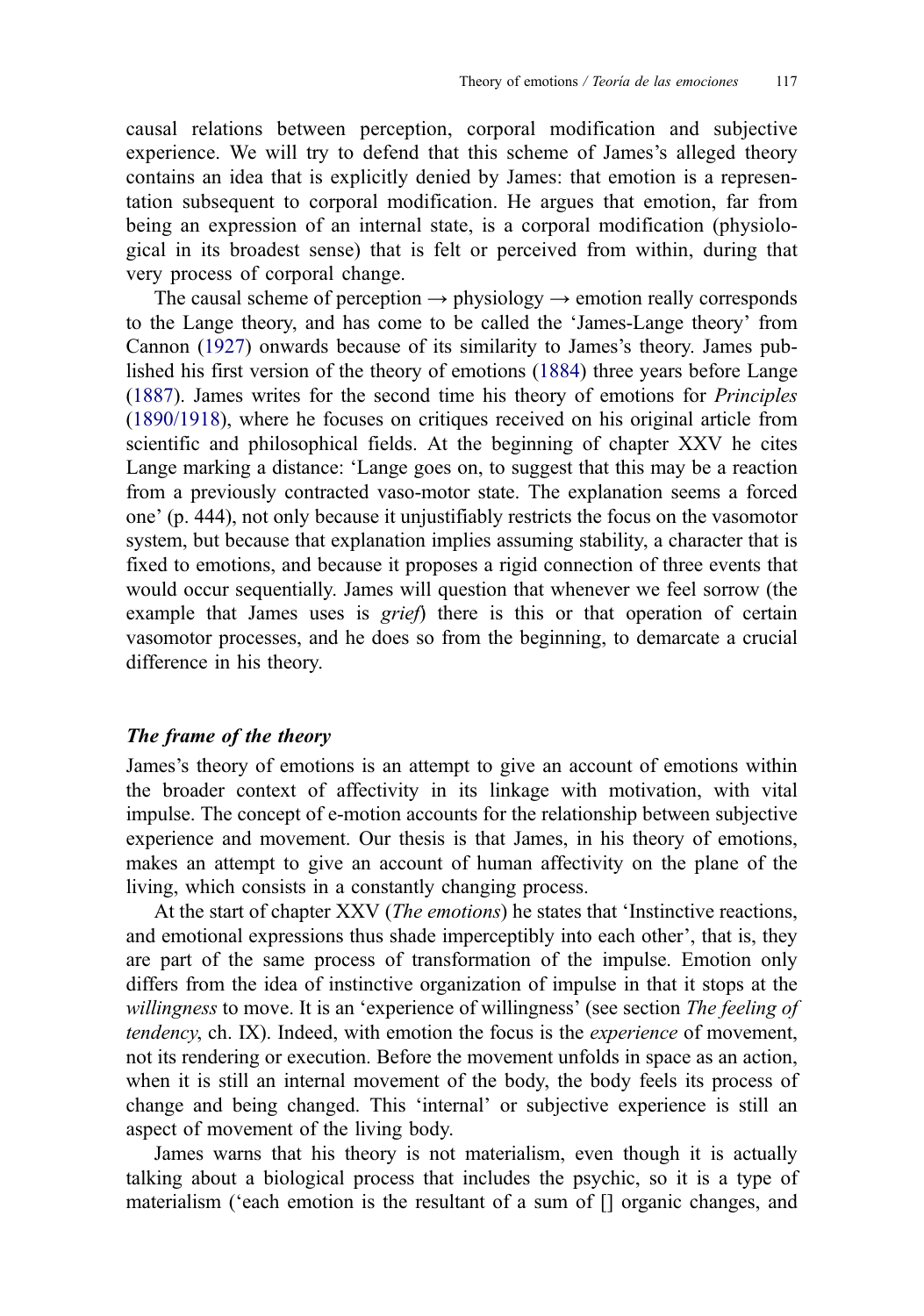causal relations between perception, corporal modification and subjective experience. We will try to defend that this scheme of James's alleged theory contains an idea that is explicitly denied by James: that emotion is a representation subsequent to corporal modification. He argues that emotion, far from being an expression of an internal state, is a corporal modification (physiological in its broadest sense) that is felt or perceived from within, during that very process of corporal change.

The causal scheme of perception → physiology → emotion really corresponds to the Lange theory, and has come to be called the 'James-Lange theory' from Cannon (1927) onwards because of its similarity to James's theory. James published his first version of the theory of emotions (1884) three years before Lange (1887). James writes for the second time his theory of emotions for *Principles* (1890/1918), where he focuses on critiques received on his original article from scientific and philosophical fields. At the beginning of chapter XXV he cites Lange marking a distance: 'Lange goes on, to suggest that this may be a reaction from a previously contracted vaso-motor state. The explanation seems a forced one' (p. 444), not only because it unjustifiably restricts the focus on the vasomotor system, but because that explanation implies assuming stability, a character that is fixed to emotions, and because it proposes a rigid connection of three events that would occur sequentially. James will question that whenever we feel sorrow (the example that James uses is *grief*) there is this or that operation of certain vasomotor processes, and he does so from the beginning, to demarcate a crucial difference in his theory.

## *The frame of the theory*

James's theory of emotions is an attempt to give an account of emotions within the broader context of affectivity in its linkage with motivation, with vital impulse. The concept of e-motion accounts for the relationship between subjective experience and movement. Our thesis is that James, in his theory of emotions, makes an attempt to give an account of human affectivity on the plane of the living, which consists in a constantly changing process.

At the start of chapter XXV (*The emotions*) he states that 'Instinctive reactions, and emotional expressions thus shade imperceptibly into each other', that is, they are part of the same process of transformation of the impulse. Emotion only differs from the idea of instinctive organization of impulse in that it stops at the *willingness* to move. It is an 'experience of willingness' (see section *The feeling of tendency*, ch. IX). Indeed, with emotion the focus is the *experience* of movement, not its rendering or execution. Before the movement unfolds in space as an action, when it is still an internal movement of the body, the body feels its process of change and being changed. This 'internal' or subjective experience is still an aspect of movement of the living body.

James warns that his theory is not materialism, even though it is actually talking about a biological process that includes the psychic, so it is a type of materialism ('each emotion is the resultant of a sum of [] organic changes, and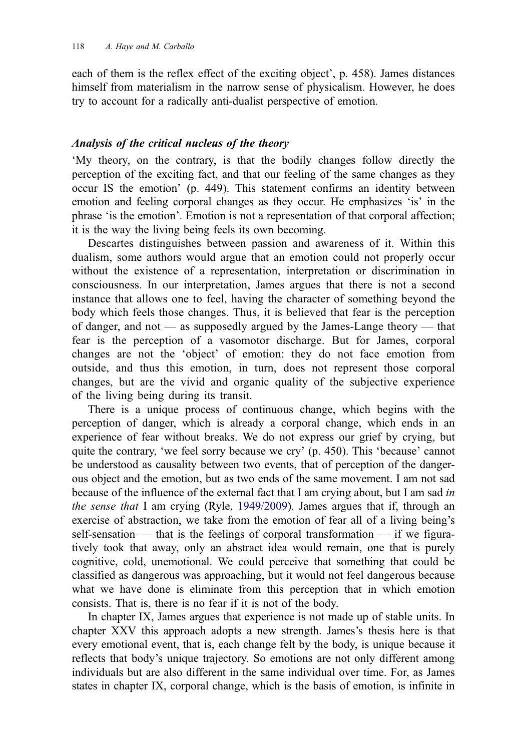each of them is the reflex effect of the exciting object', p. 458). James distances himself from materialism in the narrow sense of physicalism. However, he does try to account for a radically anti-dualist perspective of emotion.

### *Analysis of the critical nucleus of the theory*

'My theory, on the contrary, is that the bodily changes follow directly the perception of the exciting fact, and that our feeling of the same changes as they occur IS the emotion' (p. 449). This statement confirms an identity between emotion and feeling corporal changes as they occur. He emphasizes 'is' in the phrase 'is the emotion'. Emotion is not a representation of that corporal affection; it is the way the living being feels its own becoming.

Descartes distinguishes between passion and awareness of it. Within this dualism, some authors would argue that an emotion could not properly occur without the existence of a representation, interpretation or discrimination in consciousness. In our interpretation, James argues that there is not a second instance that allows one to feel, having the character of something beyond the body which feels those changes. Thus, it is believed that fear is the perception of danger, and not — as supposedly argued by the James-Lange theory — that fear is the perception of a vasomotor discharge. But for James, corporal changes are not the 'object' of emotion: they do not face emotion from outside, and thus this emotion, in turn, does not represent those corporal changes, but are the vivid and organic quality of the subjective experience of the living being during its transit.

There is a unique process of continuous change, which begins with the perception of danger, which is already a corporal change, which ends in an experience of fear without breaks. We do not express our grief by crying, but quite the contrary, 'we feel sorry because we cry' (p. 450). This 'because' cannot be understood as causality between two events, that of perception of the dangerous object and the emotion, but as two ends of the same movement. I am not sad because of the influence of the external fact that I am crying about, but I am sad *in the sense that* I am crying (Ryle, 1949/2009). James argues that if, through an exercise of abstraction, we take from the emotion of fear all of a living being's self-sensation — that is the feelings of corporal transformation — if we figuratively took that away, only an abstract idea would remain, one that is purely cognitive, cold, unemotional. We could perceive that something that could be classified as dangerous was approaching, but it would not feel dangerous because what we have done is eliminate from this perception that in which emotion consists. That is, there is no fear if it is not of the body.

In chapter IX, James argues that experience is not made up of stable units. In chapter XXV this approach adopts a new strength. James's thesis here is that every emotional event, that is, each change felt by the body, is unique because it reflects that body's unique trajectory. So emotions are not only different among individuals but are also different in the same individual over time. For, as James states in chapter IX, corporal change, which is the basis of emotion, is infinite in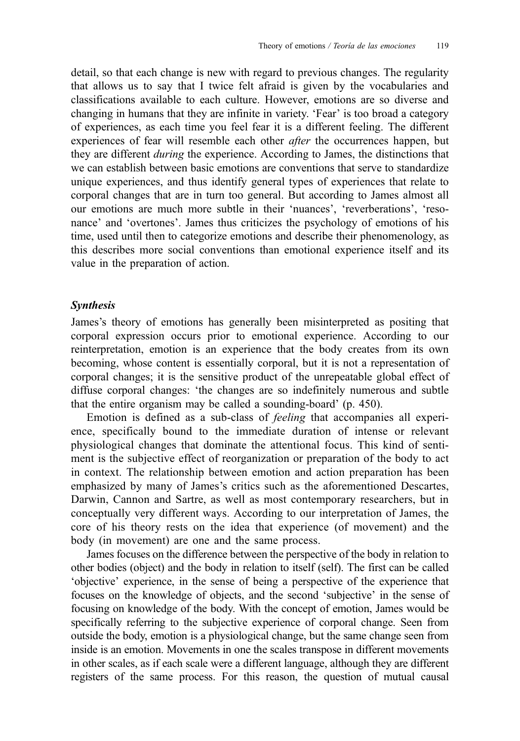detail, so that each change is new with regard to previous changes. The regularity that allows us to say that I twice felt afraid is given by the vocabularies and classifications available to each culture. However, emotions are so diverse and changing in humans that they are infinite in variety. 'Fear' is too broad a category of experiences, as each time you feel fear it is a different feeling. The different experiences of fear will resemble each other *after* the occurrences happen, but they are different *during* the experience. According to James, the distinctions that we can establish between basic emotions are conventions that serve to standardize unique experiences, and thus identify general types of experiences that relate to corporal changes that are in turn too general. But according to James almost all our emotions are much more subtle in their 'nuances', 'reverberations', 'resonance' and 'overtones'. James thus criticizes the psychology of emotions of his time, used until then to categorize emotions and describe their phenomenology, as this describes more social conventions than emotional experience itself and its value in the preparation of action.

### *Synthesis*

James's theory of emotions has generally been misinterpreted as positing that corporal expression occurs prior to emotional experience. According to our reinterpretation, emotion is an experience that the body creates from its own becoming, whose content is essentially corporal, but it is not a representation of corporal changes; it is the sensitive product of the unrepeatable global effect of diffuse corporal changes: 'the changes are so indefinitely numerous and subtle that the entire organism may be called a sounding-board' (p. 450).

Emotion is defined as a sub-class of *feeling* that accompanies all experience, specifically bound to the immediate duration of intense or relevant physiological changes that dominate the attentional focus. This kind of sentiment is the subjective effect of reorganization or preparation of the body to act in context. The relationship between emotion and action preparation has been emphasized by many of James's critics such as the aforementioned Descartes, Darwin, Cannon and Sartre, as well as most contemporary researchers, but in conceptually very different ways. According to our interpretation of James, the core of his theory rests on the idea that experience (of movement) and the body (in movement) are one and the same process.

James focuses on the difference between the perspective of the body in relation to other bodies (object) and the body in relation to itself (self). The first can be called 'objective' experience, in the sense of being a perspective of the experience that focuses on the knowledge of objects, and the second 'subjective' in the sense of focusing on knowledge of the body. With the concept of emotion, James would be specifically referring to the subjective experience of corporal change. Seen from outside the body, emotion is a physiological change, but the same change seen from inside is an emotion. Movements in one the scales transpose in different movements in other scales, as if each scale were a different language, although they are different registers of the same process. For this reason, the question of mutual causal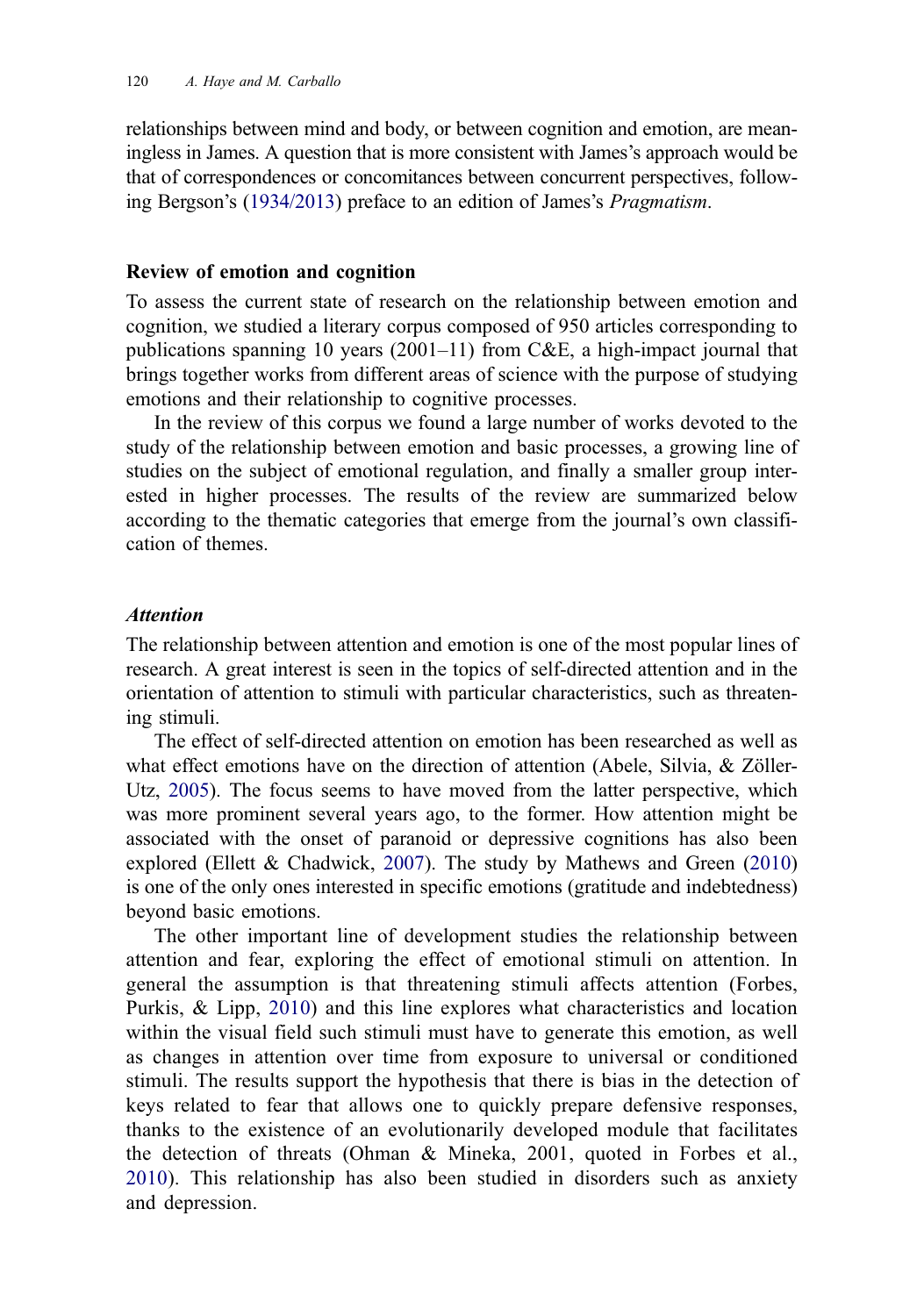relationships between mind and body, or between cognition and emotion, are meaningless in James. A question that is more consistent with James's approach would be that of correspondences or concomitances between concurrent perspectives, following Bergson's (1934/2013) preface to an edition of James's *Pragmatism*.

## Review of emotion and cognition

To assess the current state of research on the relationship between emotion and cognition, we studied a literary corpus composed of 950 articles corresponding to publications spanning 10 years (2001–11) from C&E, a high-impact journal that brings together works from different areas of science with the purpose of studying emotions and their relationship to cognitive processes.

In the review of this corpus we found a large number of works devoted to the study of the relationship between emotion and basic processes, a growing line of studies on the subject of emotional regulation, and finally a smaller group interested in higher processes. The results of the review are summarized below according to the thematic categories that emerge from the journal's own classification of themes.

### *Attention*

The relationship between attention and emotion is one of the most popular lines of research. A great interest is seen in the topics of self-directed attention and in the orientation of attention to stimuli with particular characteristics, such as threatening stimuli.

The effect of self-directed attention on emotion has been researched as well as what effect emotions have on the direction of attention (Abele, Silvia, & Zöller-Utz, 2005). The focus seems to have moved from the latter perspective, which was more prominent several years ago, to the former. How attention might be associated with the onset of paranoid or depressive cognitions has also been explored (Ellett & Chadwick, 2007). The study by Mathews and Green (2010) is one of the only ones interested in specific emotions (gratitude and indebtedness) beyond basic emotions.

The other important line of development studies the relationship between attention and fear, exploring the effect of emotional stimuli on attention. In general the assumption is that threatening stimuli affects attention (Forbes, Purkis, & Lipp, 2010) and this line explores what characteristics and location within the visual field such stimuli must have to generate this emotion, as well as changes in attention over time from exposure to universal or conditioned stimuli. The results support the hypothesis that there is bias in the detection of keys related to fear that allows one to quickly prepare defensive responses, thanks to the existence of an evolutionarily developed module that facilitates the detection of threats (Ohman & Mineka, 2001, quoted in Forbes et al., 2010). This relationship has also been studied in disorders such as anxiety and depression.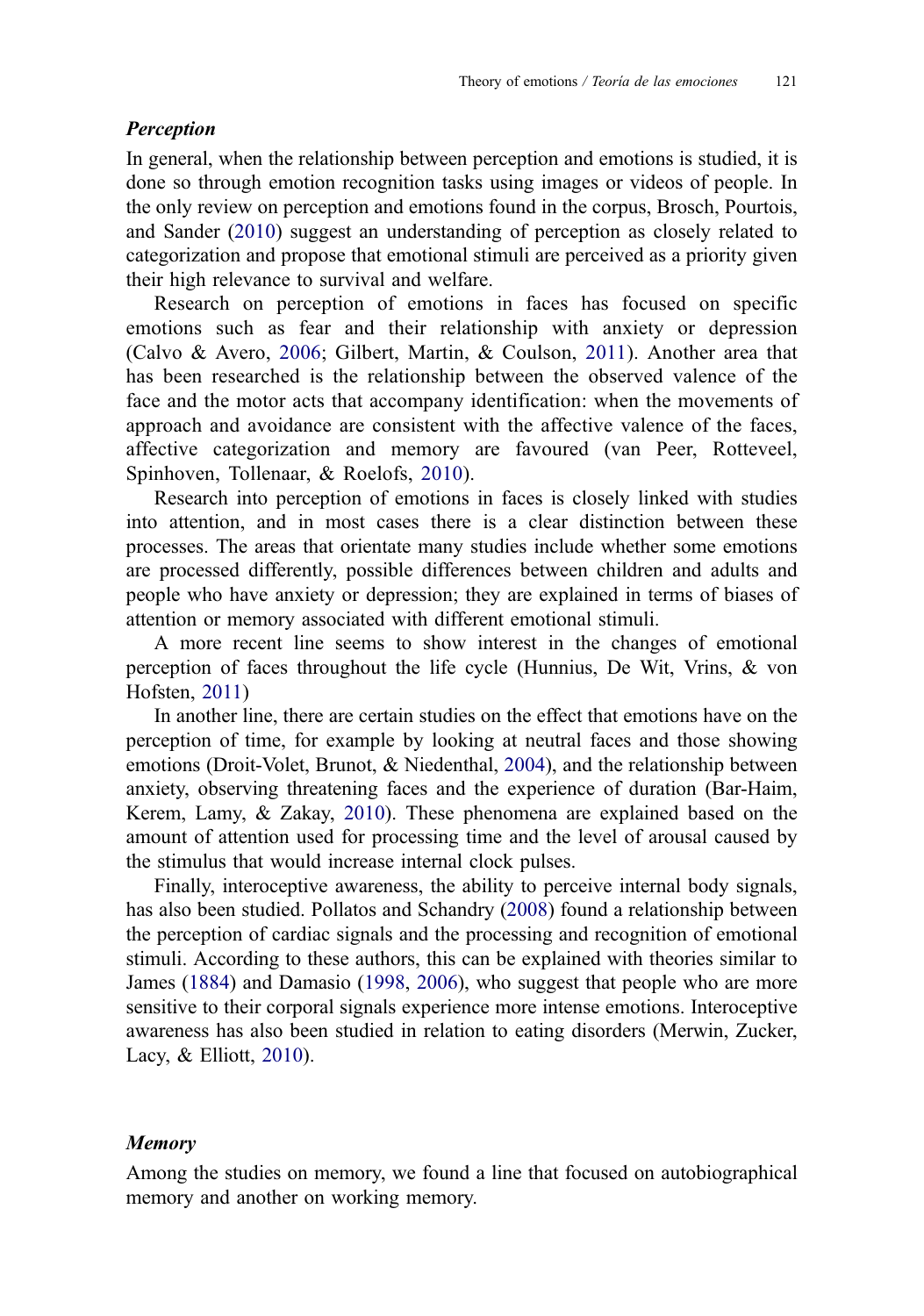### *Perception*

In general, when the relationship between perception and emotions is studied, it is done so through emotion recognition tasks using images or videos of people. In the only review on perception and emotions found in the corpus, Brosch, Pourtois, and Sander (2010) suggest an understanding of perception as closely related to categorization and propose that emotional stimuli are perceived as a priority given their high relevance to survival and welfare.

Research on perception of emotions in faces has focused on specific emotions such as fear and their relationship with anxiety or depression (Calvo & Avero, 2006; Gilbert, Martin, & Coulson, 2011). Another area that has been researched is the relationship between the observed valence of the face and the motor acts that accompany identification: when the movements of approach and avoidance are consistent with the affective valence of the faces, affective categorization and memory are favoured (van Peer, Rotteveel, Spinhoven, Tollenaar, & Roelofs, 2010).

Research into perception of emotions in faces is closely linked with studies into attention, and in most cases there is a clear distinction between these processes. The areas that orientate many studies include whether some emotions are processed differently, possible differences between children and adults and people who have anxiety or depression; they are explained in terms of biases of attention or memory associated with different emotional stimuli.

A more recent line seems to show interest in the changes of emotional perception of faces throughout the life cycle (Hunnius, De Wit, Vrins, & von Hofsten, 2011)

In another line, there are certain studies on the effect that emotions have on the perception of time, for example by looking at neutral faces and those showing emotions (Droit-Volet, Brunot, & Niedenthal, 2004), and the relationship between anxiety, observing threatening faces and the experience of duration (Bar-Haim, Kerem, Lamy, & Zakay, 2010). These phenomena are explained based on the amount of attention used for processing time and the level of arousal caused by the stimulus that would increase internal clock pulses.

Finally, interoceptive awareness, the ability to perceive internal body signals, has also been studied. Pollatos and Schandry (2008) found a relationship between the perception of cardiac signals and the processing and recognition of emotional stimuli. According to these authors, this can be explained with theories similar to James (1884) and Damasio (1998, 2006), who suggest that people who are more sensitive to their corporal signals experience more intense emotions. Interoceptive awareness has also been studied in relation to eating disorders (Merwin, Zucker, Lacy, & Elliott, 2010).

### *Memory*

Among the studies on memory, we found a line that focused on autobiographical memory and another on working memory.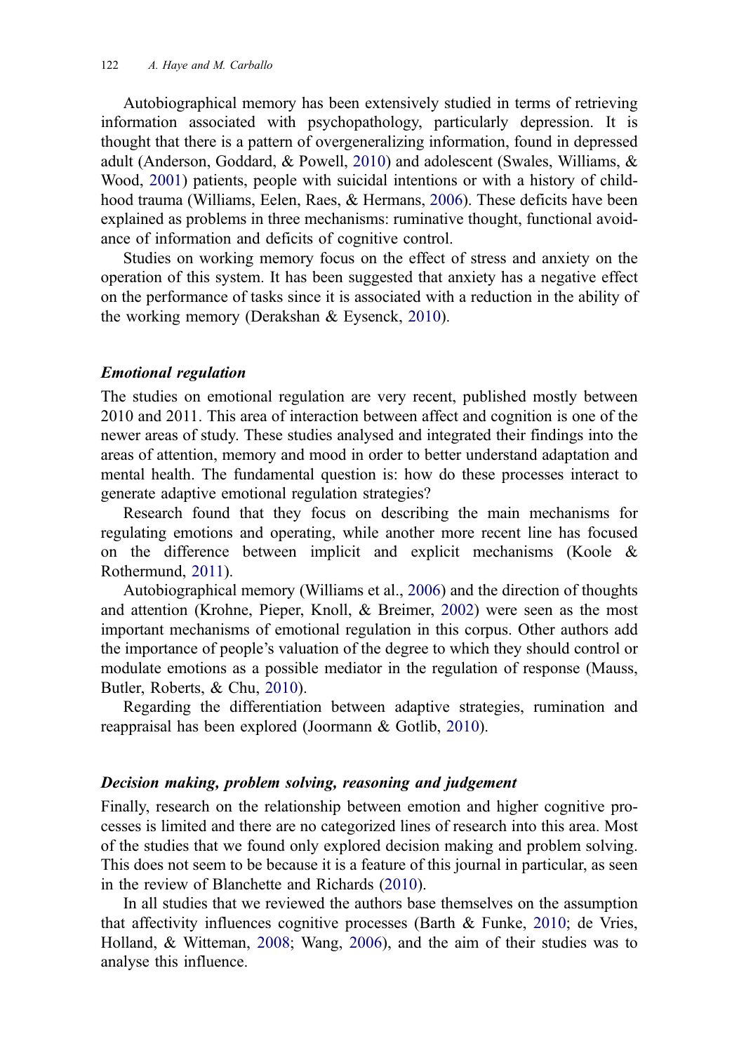Autobiographical memory has been extensively studied in terms of retrieving information associated with psychopathology, particularly depression. It is thought that there is a pattern of overgeneralizing information, found in depressed adult (Anderson, Goddard, & Powell, 2010) and adolescent (Swales, Williams, & Wood, 2001) patients, people with suicidal intentions or with a history of childhood trauma (Williams, Eelen, Raes, & Hermans, 2006). These deficits have been explained as problems in three mechanisms: ruminative thought, functional avoidance of information and deficits of cognitive control.

Studies on working memory focus on the effect of stress and anxiety on the operation of this system. It has been suggested that anxiety has a negative effect on the performance of tasks since it is associated with a reduction in the ability of the working memory (Derakshan & Eysenck, 2010).

### *Emotional regulation*

The studies on emotional regulation are very recent, published mostly between 2010 and 2011. This area of interaction between affect and cognition is one of the newer areas of study. These studies analysed and integrated their findings into the areas of attention, memory and mood in order to better understand adaptation and mental health. The fundamental question is: how do these processes interact to generate adaptive emotional regulation strategies?

Research found that they focus on describing the main mechanisms for regulating emotions and operating, while another more recent line has focused on the difference between implicit and explicit mechanisms (Koole & Rothermund, 2011).

Autobiographical memory (Williams et al., 2006) and the direction of thoughts and attention (Krohne, Pieper, Knoll, & Breimer, 2002) were seen as the most important mechanisms of emotional regulation in this corpus. Other authors add the importance of people's valuation of the degree to which they should control or modulate emotions as a possible mediator in the regulation of response (Mauss, Butler, Roberts, & Chu, 2010).

Regarding the differentiation between adaptive strategies, rumination and reappraisal has been explored (Joormann & Gotlib, 2010).

### *Decision making, problem solving, reasoning and judgement*

Finally, research on the relationship between emotion and higher cognitive processes is limited and there are no categorized lines of research into this area. Most of the studies that we found only explored decision making and problem solving. This does not seem to be because it is a feature of this journal in particular, as seen in the review of Blanchette and Richards (2010).

In all studies that we reviewed the authors base themselves on the assumption that affectivity influences cognitive processes (Barth & Funke, 2010; de Vries, Holland, & Witteman, 2008; Wang, 2006), and the aim of their studies was to analyse this influence.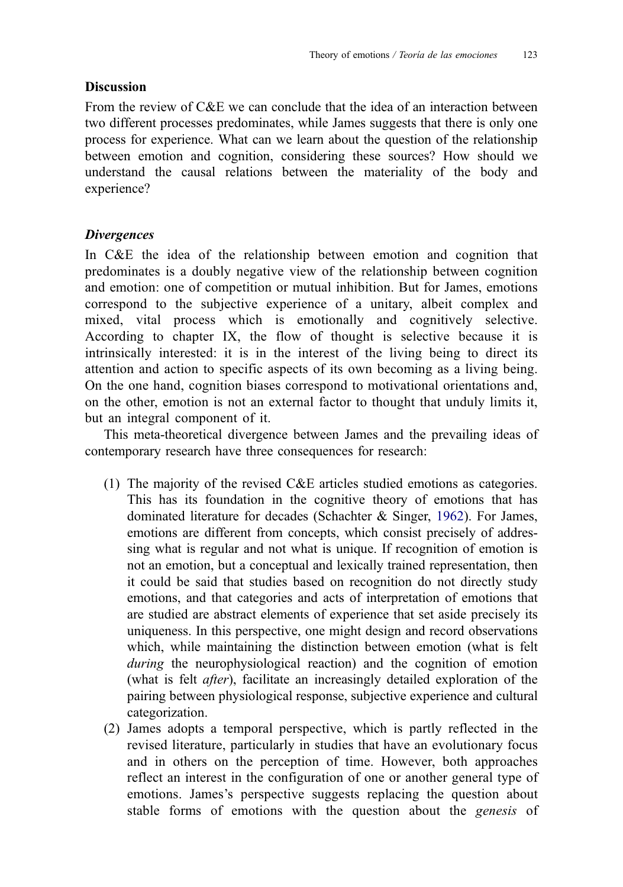## Discussion

From the review of C&E we can conclude that the idea of an interaction between two different processes predominates, while James suggests that there is only one process for experience. What can we learn about the question of the relationship between emotion and cognition, considering these sources? How should we understand the causal relations between the materiality of the body and experience?

### *Divergences*

In C&E the idea of the relationship between emotion and cognition that predominates is a doubly negative view of the relationship between cognition and emotion: one of competition or mutual inhibition. But for James, emotions correspond to the subjective experience of a unitary, albeit complex and mixed, vital process which is emotionally and cognitively selective. According to chapter IX, the flow of thought is selective because it is intrinsically interested: it is in the interest of the living being to direct its attention and action to specific aspects of its own becoming as a living being. On the one hand, cognition biases correspond to motivational orientations and, on the other, emotion is not an external factor to thought that unduly limits it, but an integral component of it.

This meta-theoretical divergence between James and the prevailing ideas of contemporary research have three consequences for research:

(1) The majority of the revised C&E articles studied emotions as categories. This has its foundation in the cognitive theory of emotions that has dominated literature for decades (Schachter & Singer, 1962). For James, emotions are different from concepts, which consist precisely of addressing what is regular and not what is unique. If recognition of emotion is not an emotion, but a conceptual and lexically trained representation, then it could be said that studies based on recognition do not directly study emotions, and that categories and acts of interpretation of emotions that are studied are abstract elements of experience that set aside precisely its uniqueness. In this perspective, one might design and record observations which, while maintaining the distinction between emotion (what is felt *during* the neurophysiological reaction) and the cognition of emotion (what is felt *after*), facilitate an increasingly detailed exploration of the pairing between physiological response, subjective experience and cultural categorization.

(2) James adopts a temporal perspective, which is partly reflected in the revised literature, particularly in studies that have an evolutionary focus and in others on the perception of time. However, both approaches reflect an interest in the configuration of one or another general type of emotions. James's perspective suggests replacing the question about stable forms of emotions with the question about the *genesis* of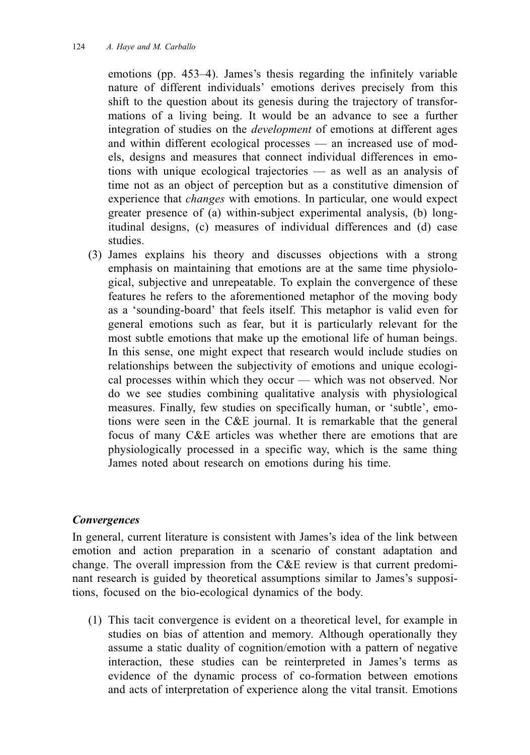emotions (pp. 453–4). James's thesis regarding the infinitely variable nature of different individuals' emotions derives precisely from this shift to the question about its genesis during the trajectory of transformations of a living being. It would be an advance to see a further integration of studies on the *development* of emotions at different ages and within different ecological processes — an increased use of models, designs and measures that connect individual differences in emotions with unique ecological trajectories — as well as an analysis of time not as an object of perception but as a constitutive dimension of experience that *changes* with emotions. In particular, one would expect greater presence of (a) within-subject experimental analysis, (b) longitudinal designs, (c) measures of individual differences and (d) case studies.

(3) James explains his theory and discusses objections with a strong emphasis on maintaining that emotions are at the same time physiological, subjective and unrepeatable. To explain the convergence of these features he refers to the aforementioned metaphor of the moving body as a 'sounding-board' that feels itself. This metaphor is valid even for general emotions such as fear, but it is particularly relevant for the most subtle emotions that make up the emotional life of human beings. In this sense, one might expect that research would include studies on relationships between the subjectivity of emotions and unique ecological processes within which they occur — which was not observed. Nor do we see studies combining qualitative analysis with physiological measures. Finally, few studies on specifically human, or 'subtle', emotions were seen in the C&E journal. It is remarkable that the general focus of many C&E articles was whether there are emotions that are physiologically processed in a specific way, which is the same thing James noted about research on emotions during his time.

### *Convergences*

In general, current literature is consistent with James's idea of the link between emotion and action preparation in a scenario of constant adaptation and change. The overall impression from the C&E review is that current predominant research is guided by theoretical assumptions similar to James's suppositions, focused on the bio-ecological dynamics of the body.

(1) This tacit convergence is evident on a theoretical level, for example in studies on bias of attention and memory. Although operationally they assume a static duality of cognition/emotion with a pattern of negative interaction, these studies can be reinterpreted in James's terms as evidence of the dynamic process of co-formation between emotions and acts of interpretation of experience along the vital transit. Emotions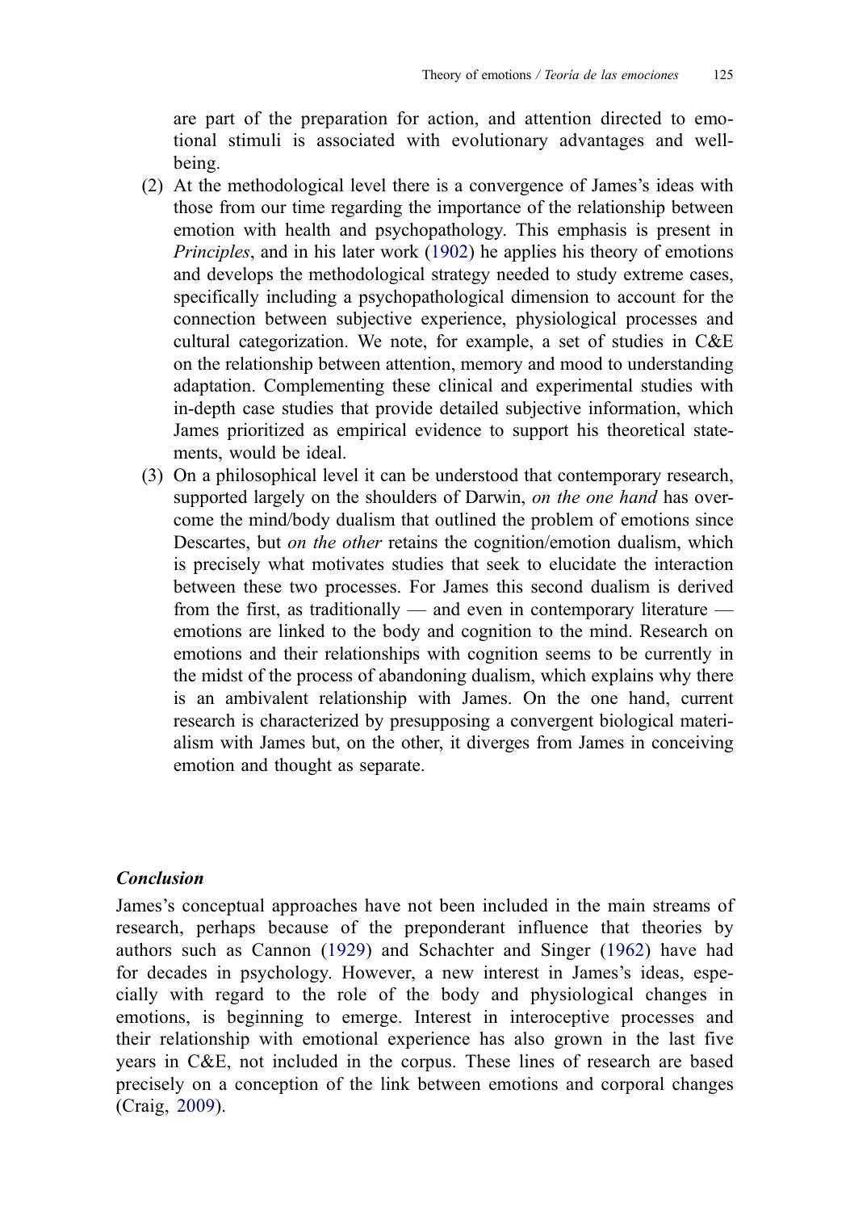are part of the preparation for action, and attention directed to emotional stimuli is associated with evolutionary advantages and well-being.

(2) At the methodological level there is a convergence of James's ideas with those from our time regarding the importance of the relationship between emotion with health and psychopathology. This emphasis is present in *Principles*, and in his later work (1902) he applies his theory of emotions and develops the methodological strategy needed to study extreme cases, specifically including a psychopathological dimension to account for the connection between subjective experience, physiological processes and cultural categorization. We note, for example, a set of studies in C&E on the relationship between attention, memory and mood to understanding adaptation. Complementing these clinical and experimental studies with in-depth case studies that provide detailed subjective information, which James prioritized as empirical evidence to support his theoretical statements, would be ideal.

(3) On a philosophical level it can be understood that contemporary research, supported largely on the shoulders of Darwin, *on the one hand* has overcome the mind/body dualism that outlined the problem of emotions since Descartes, but *on the other* retains the cognition/emotion dualism, which is precisely what motivates studies that seek to elucidate the interaction between these two processes. For James this second dualism is derived from the first, as traditionally — and even in contemporary literature — emotions are linked to the body and cognition to the mind. Research on emotions and their relationships with cognition seems to be currently in the midst of the process of abandoning dualism, which explains why there is an ambivalent relationship with James. On the one hand, current research is characterized by presupposing a convergent biological materialism with James but, on the other, it diverges from James in conceiving emotion and thought as separate.

### *Conclusion*

James's conceptual approaches have not been included in the main streams of research, perhaps because of the preponderant influence that theories by authors such as Cannon (1929) and Schachter and Singer (1962) have had for decades in psychology. However, a new interest in James's ideas, especially with regard to the role of the body and physiological changes in emotions, is beginning to emerge. Interest in interoceptive processes and their relationship with emotional experience has also grown in the last five years in C&E, not included in the corpus. These lines of research are based precisely on a conception of the link between emotions and corporal changes (Craig, 2009).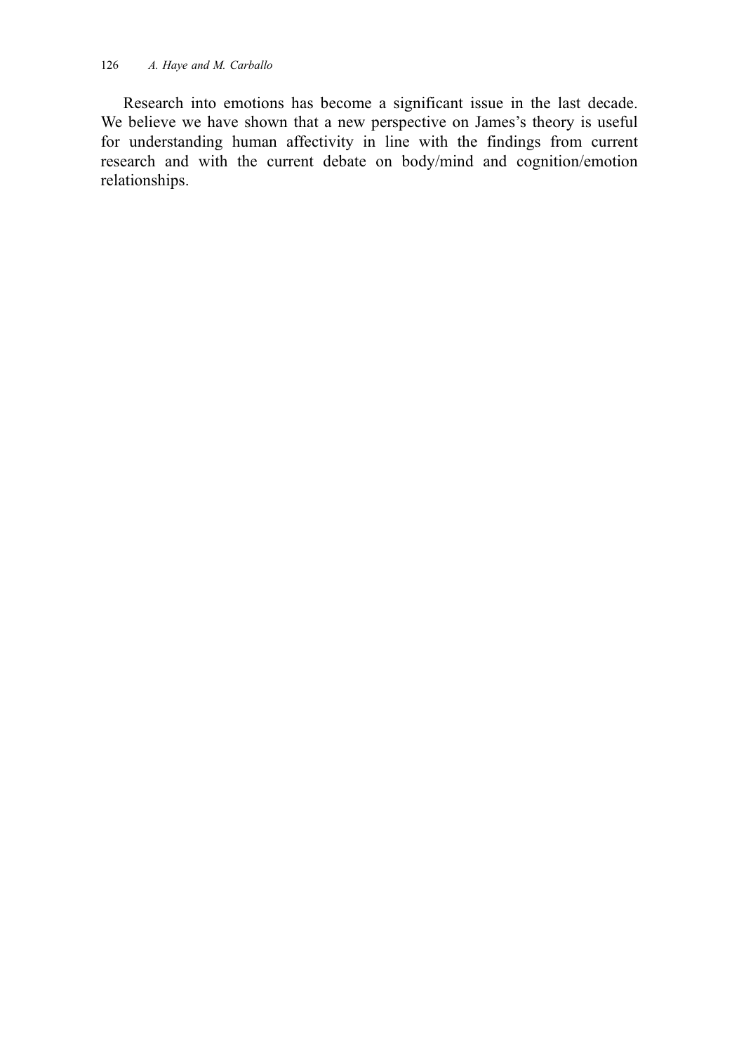Research into emotions has become a significant issue in the last decade. We believe we have shown that a new perspective on James's theory is useful for understanding human affectivity in line with the findings from current research and with the current debate on body/mind and cognition/emotion relationships.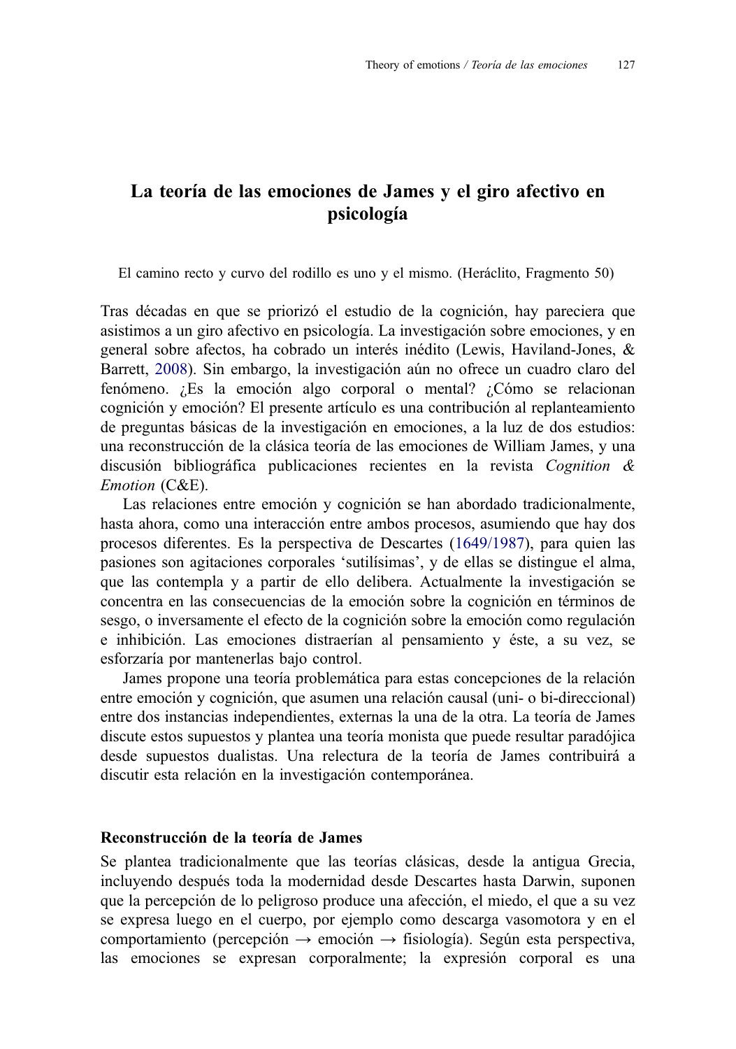# La teoría de las emociones de James y el giro afectivo en psicología

El camino recto y curvo del rodillo es uno y el mismo. (Heráclito, Fragmento 50)

Tras décadas en que se priorizó el estudio de la cognición, hay pareciera que asistimos a un giro afectivo en psicología. La investigación sobre emociones, y en general sobre afectos, ha cobrado un interés inédito (Lewis, Haviland-Jones, & Barrett, 2008). Sin embargo, la investigación aún no ofrece un cuadro claro del fenómeno. ¿Es la emoción algo corporal o mental? ¿Cómo se relacionan cognición y emoción? El presente artículo es una contribución al replanteamiento de preguntas básicas de la investigación en emociones, a la luz de dos estudios: una reconstrucción de la clásica teoría de las emociones de William James, y una discusión bibliográfica publicaciones recientes en la revista *Cognition & Emotion* (C&E).

Las relaciones entre emoción y cognición se han abordado tradicionalmente, hasta ahora, como una interacción entre ambos procesos, asumiendo que hay dos procesos diferentes. Es la perspectiva de Descartes (1649/1987), para quien las pasiones son agitaciones corporales 'sutilísimas', y de ellas se distingue el alma, que las contempla y a partir de ello delibera. Actualmente la investigación se concentra en las consecuencias de la emoción sobre la cognición en términos de sesgo, o inversamente el efecto de la cognición sobre la emoción como regulación e inhibición. Las emociones distraerían al pensamiento y éste, a su vez, se esforzaría por mantenerlas bajo control.

James propone una teoría problemática para estas concepciones de la relación entre emoción y cognición, que asumen una relación causal (uni- o bi-direccional) entre dos instancias independientes, externas la una de la otra. La teoría de James discute estos supuestos y plantea una teoría monista que puede resultar paradójica desde supuestos dualistas. Una relectura de la teoría de James contribuirá a discutir esta relación en la investigación contemporánea.

## Reconstrucción de la teoría de James

Se plantea tradicionalmente que las teorías clásicas, desde la antigua Grecia, incluyendo después toda la modernidad desde Descartes hasta Darwin, suponen que la percepción de lo peligroso produce una afección, el miedo, el que a su vez se expresa luego en el cuerpo, por ejemplo como descarga vasomotora y en el comportamiento (percepción → emoción → fisiología). Según esta perspectiva, las emociones se expresan corporalmente; la expresión corporal es una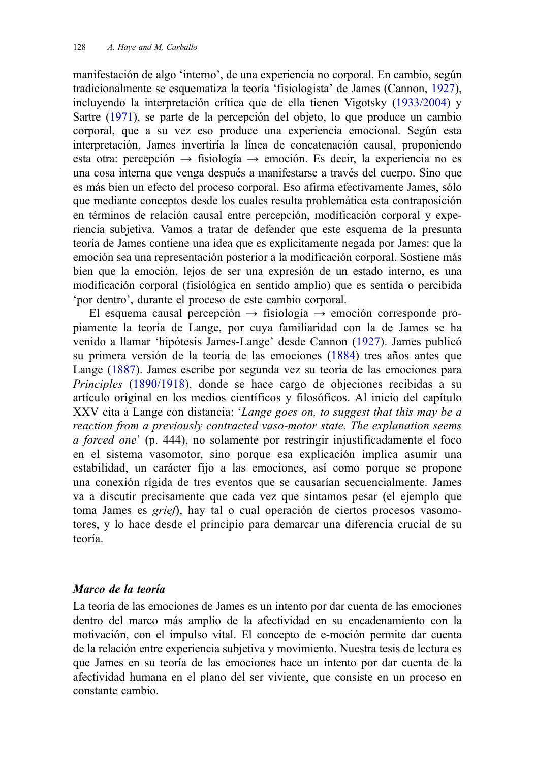manifestación de algo 'interno', de una experiencia no corporal. En cambio, según tradicionalmente se esquematiza la teoría 'fisiologista' de James (Cannon, 1927), incluyendo la interpretación crítica que de ella tienen Vigotsky (1933/2004) y Sartre (1971), se parte de la percepción del objeto, lo que produce un cambio corporal, que a su vez eso produce una experiencia emocional. Según esta interpretación, James invertiría la línea de concatenación causal, proponiendo esta otra: percepción → fisiología → emoción. Es decir, la experiencia no es una cosa interna que venga después a manifestarse a través del cuerpo. Sino que es más bien un efecto del proceso corporal. Eso afirma efectivamente James, sólo que mediante conceptos desde los cuales resulta problemática esta contraposición en términos de relación causal entre percepción, modificación corporal y experiencia subjetiva. Vamos a tratar de defender que este esquema de la presunta teoría de James contiene una idea que es explícitamente negada por James: que la emoción sea una representación posterior a la modificación corporal. Sostiene más bien que la emoción, lejos de ser una expresión de un estado interno, es una modificación corporal (fisiológica en sentido amplio) que es sentida o percibida 'por dentro', durante el proceso de este cambio corporal.

El esquema causal percepción → fisiología → emoción corresponde propiamente la teoría de Lange, por cuya familiaridad con la de James se ha venido a llamar 'hipótesis James-Lange' desde Cannon (1927). James publicó su primera versión de la teoría de las emociones (1884) tres años antes que Lange (1887). James escribe por segunda vez su teoría de las emociones para *Principles* (1890/1918), donde se hace cargo de objeciones recibidas a su artículo original en los medios científicos y filosóficos. Al inicio del capítulo XXV cita a Lange con distancia: '*Lange goes on, to suggest that this may be a reaction from a previously contracted vaso-motor state. The explanation seems a forced one*' (p. 444), no solamente por restringir injustificadamente el foco en el sistema vasomotor, sino porque esa explicación implica asumir una estabilidad, un carácter fijo a las emociones, así como porque se propone una conexión rígida de tres eventos que se causarían secuencialmente. James va a discutir precisamente que cada vez que sintamos pesar (el ejemplo que toma James es *grief*), hay tal o cual operación de ciertos procesos vasomotores, y lo hace desde el principio para demarcar una diferencia crucial de su teoría.

### *Marco de la teoría*

La teoría de las emociones de James es un intento por dar cuenta de las emociones dentro del marco más amplio de la afectividad en su encadenamiento con la motivación, con el impulso vital. El concepto de e-moción permite dar cuenta de la relación entre experiencia subjetiva y movimiento. Nuestra tesis de lectura es que James en su teoría de las emociones hace un intento por dar cuenta de la afectividad humana en el plano del ser viviente, que consiste en un proceso en constante cambio.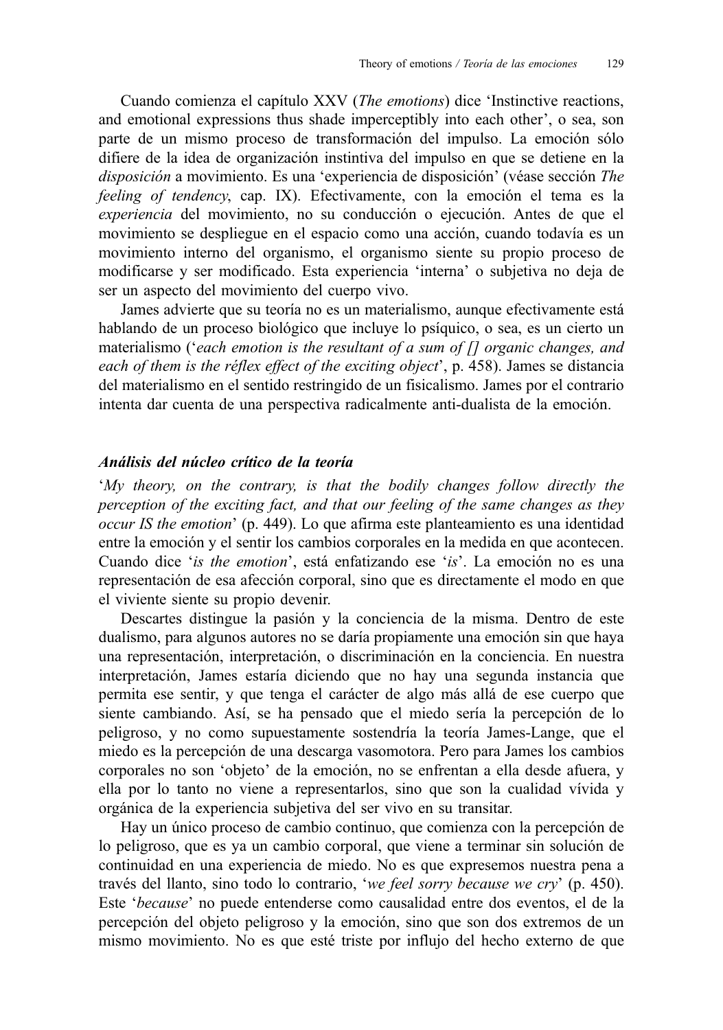Cuando comienza el capítulo XXV (*The emotions*) dice 'Instinctive reactions, and emotional expressions thus shade imperceptibly into each other', o sea, son parte de un mismo proceso de transformación del impulso. La emoción sólo difiere de la idea de organización instintiva del impulso en que se detiene en la *disposición* a movimiento. Es una 'experiencia de disposición' (véase sección *The feeling of tendency*, cap. IX). Efectivamente, con la emoción el tema es la *experiencia* del movimiento, no su conducción o ejecución. Antes de que el movimiento se despliegue en el espacio como una acción, cuando todavía es un movimiento interno del organismo, el organismo siente su propio proceso de modificarse y ser modificado. Esta experiencia 'interna' o subjetiva no deja de ser un aspecto del movimiento del cuerpo vivo.

James advierte que su teoría no es un materialismo, aunque efectivamente está hablando de un proceso biológico que incluye lo psíquico, o sea, es un cierto un materialismo ('*each emotion is the resultant of a sum of [] organic changes, and each of them is the réflex effect of the exciting object*', p. 458). James se distancia del materialismo en el sentido restringido de un fisicalismo. James por el contrario intenta dar cuenta de una perspectiva radicalmente anti-dualista de la emoción.

### *Análisis del núcleo crítico de la teoría*

'*My theory, on the contrary, is that the bodily changes follow directly the perception of the exciting fact, and that our feeling of the same changes as they occur IS the emotion*' (p. 449). Lo que afirma este planteamiento es una identidad entre la emoción y el sentir los cambios corporales en la medida en que acontecen. Cuando dice '*is the emotion*', está enfatizando ese '*is*'. La emoción no es una representación de esa afección corporal, sino que es directamente el modo en que el viviente siente su propio devenir.

Descartes distingue la pasión y la conciencia de la misma. Dentro de este dualismo, para algunos autores no se daría propiamente una emoción sin que haya una representación, interpretación, o discriminación en la conciencia. En nuestra interpretación, James estaría diciendo que no hay una segunda instancia que permita ese sentir, y que tenga el carácter de algo más allá de ese cuerpo que siente cambiando. Así, se ha pensado que el miedo sería la percepción de lo peligroso, y no como supuestamente sostendría la teoría James-Lange, que el miedo es la percepción de una descarga vasomotora. Pero para James los cambios corporales no son 'objeto' de la emoción, no se enfrentan a ella desde afuera, y ella por lo tanto no viene a representarlos, sino que son la cualidad vívida y orgánica de la experiencia subjetiva del ser vivo en su transitar.

Hay un único proceso de cambio continuo, que comienza con la percepción de lo peligroso, que es ya un cambio corporal, que viene a terminar sin solución de continuidad en una experiencia de miedo. No es que expresemos nuestra pena a través del llanto, sino todo lo contrario, '*we feel sorry because we cry*' (p. 450). Este '*because*' no puede entenderse como causalidad entre dos eventos, el de la percepción del objeto peligroso y la emoción, sino que son dos extremos de un mismo movimiento. No es que esté triste por influjo del hecho externo de que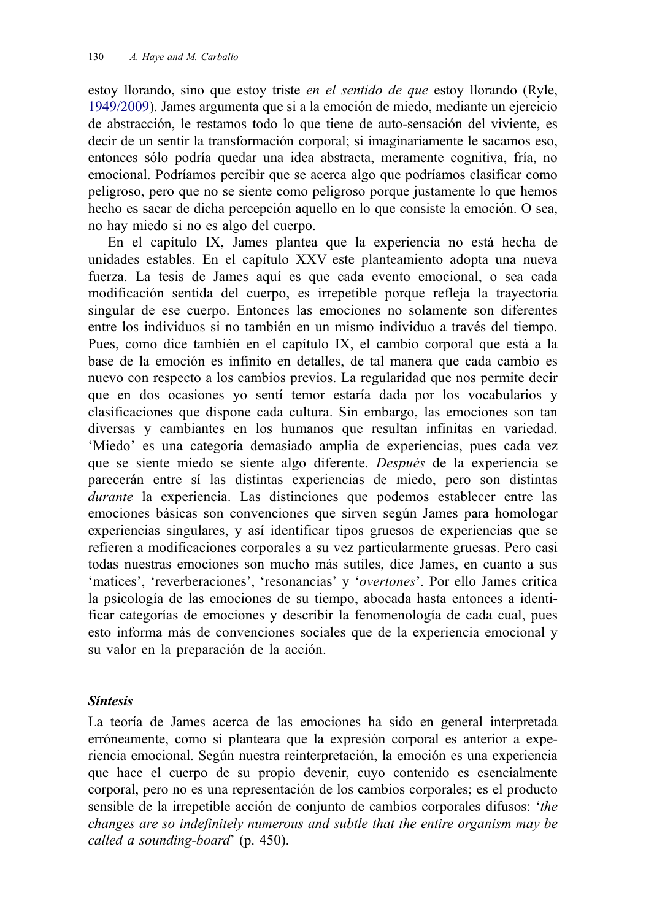estoy llorando, sino que estoy triste *en el sentido de que* estoy llorando (Ryle, 1949/2009). James argumenta que si a la emoción de miedo, mediante un ejercicio de abstracción, le restamos todo lo que tiene de auto-sensación del viviente, es decir de un sentir la transformación corporal; si imaginariamente le sacamos eso, entonces sólo podría quedar una idea abstracta, meramente cognitiva, fría, no emocional. Podríamos percibir que se acerca algo que podríamos clasificar como peligroso, pero que no se siente como peligroso porque justamente lo que hemos hecho es sacar de dicha percepción aquello en lo que consiste la emoción. O sea, no hay miedo si no es algo del cuerpo.

En el capítulo IX, James plantea que la experiencia no está hecha de unidades estables. En el capítulo XXV este planteamiento adopta una nueva fuerza. La tesis de James aquí es que cada evento emocional, o sea cada modificación sentida del cuerpo, es irrepetible porque refleja la trayectoria singular de ese cuerpo. Entonces las emociones no solamente son diferentes entre los individuos si no también en un mismo individuo a través del tiempo. Pues, como dice también en el capítulo IX, el cambio corporal que está a la base de la emoción es infinito en detalles, de tal manera que cada cambio es nuevo con respecto a los cambios previos. La regularidad que nos permite decir que en dos ocasiones yo sentí temor estaría dada por los vocabularios y clasificaciones que dispone cada cultura. Sin embargo, las emociones son tan diversas y cambiantes en los humanos que resultan infinitas en variedad. 'Miedo' es una categoría demasiado amplia de experiencias, pues cada vez que se siente miedo se siente algo diferente. *Después* de la experiencia se parecerán entre sí las distintas experiencias de miedo, pero son distintas *durante* la experiencia. Las distinciones que podemos establecer entre las emociones básicas son convenciones que sirven según James para homologar experiencias singulares, y así identificar tipos gruesos de experiencias que se refieren a modificaciones corporales a su vez particularmente gruesas. Pero casi todas nuestras emociones son mucho más sutiles, dice James, en cuanto a sus 'matices', 'reverberaciones', 'resonancias' y '*overtones*'. Por ello James critica la psicología de las emociones de su tiempo, abocada hasta entonces a identificar categorías de emociones y describir la fenomenología de cada cual, pues esto informa más de convenciones sociales que de la experiencia emocional y su valor en la preparación de la acción.

### *Síntesis*

La teoría de James acerca de las emociones ha sido en general interpretada erróneamente, como si planteara que la expresión corporal es anterior a experiencia emocional. Según nuestra reinterpretación, la emoción es una experiencia que hace el cuerpo de su propio devenir, cuyo contenido es esencialmente corporal, pero no es una representación de los cambios corporales; es el producto sensible de la irrepetible acción de conjunto de cambios corporales difusos: '*the changes are so indefinitely numerous and subtle that the entire organism may be called a sounding-board*' (p. 450).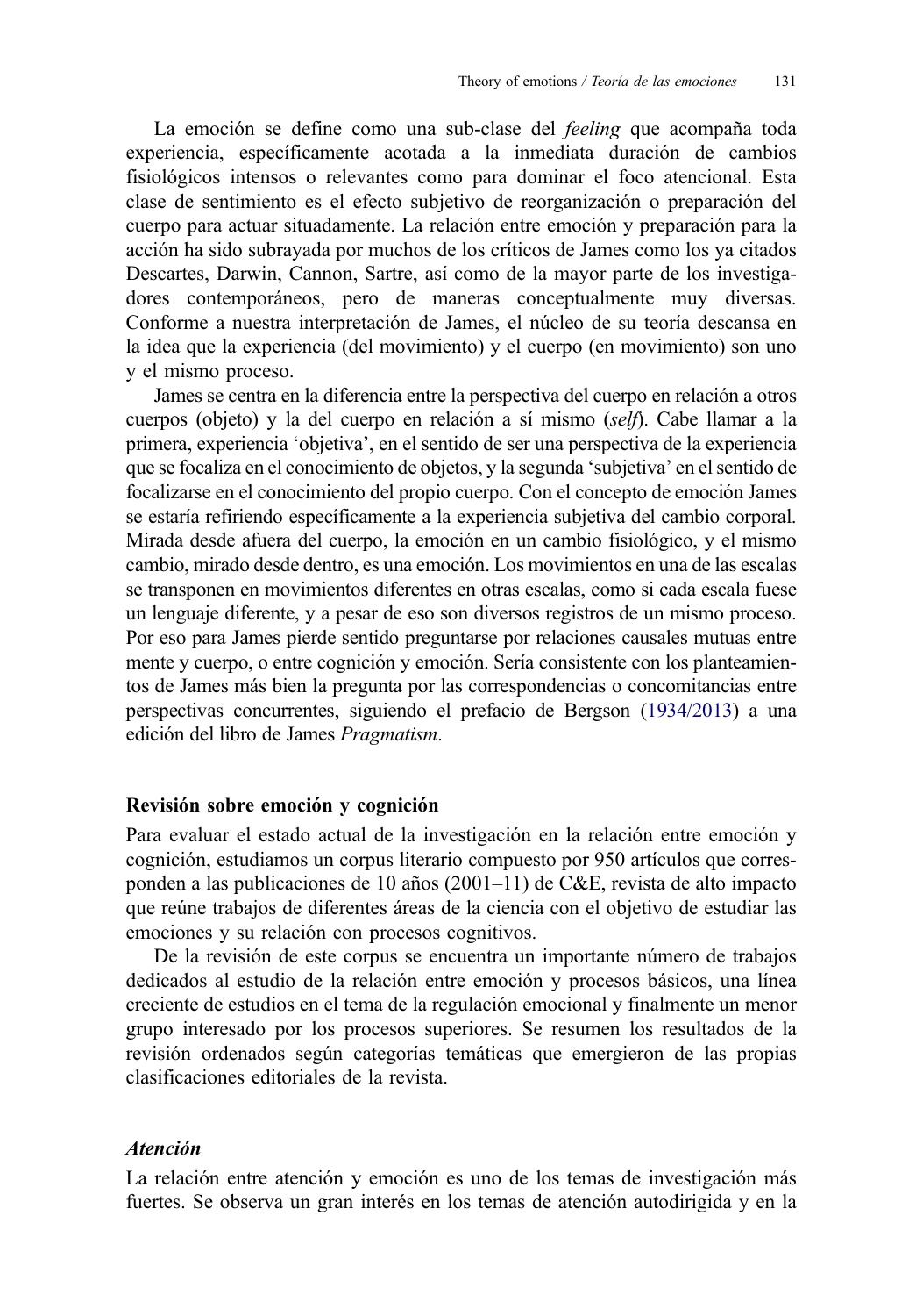La emoción se define como una sub-clase del *feeling* que acompaña toda experiencia, específicamente acotada a la inmediata duración de cambios fisiológicos intensos o relevantes como para dominar el foco atencional. Esta clase de sentimiento es el efecto subjetivo de reorganización o preparación del cuerpo para actuar situadamente. La relación entre emoción y preparación para la acción ha sido subrayada por muchos de los críticos de James como los ya citados Descartes, Darwin, Cannon, Sartre, así como de la mayor parte de los investigadores contemporáneos, pero de maneras conceptualmente muy diversas. Conforme a nuestra interpretación de James, el núcleo de su teoría descansa en la idea que la experiencia (del movimiento) y el cuerpo (en movimiento) son uno y el mismo proceso.

James se centra en la diferencia entre la perspectiva del cuerpo en relación a otros cuerpos (objeto) y la del cuerpo en relación a sí mismo (*self*). Cabe llamar a la primera, experiencia 'objetiva', en el sentido de ser una perspectiva de la experiencia que se focaliza en el conocimiento de objetos, y la segunda 'subjetiva' en el sentido de focalizarse en el conocimiento del propio cuerpo. Con el concepto de emoción James se estaría refiriendo específicamente a la experiencia subjetiva del cambio corporal. Mirada desde afuera del cuerpo, la emoción en un cambio fisiológico, y el mismo cambio, mirado desde dentro, es una emoción. Los movimientos en una de las escalas se transponen en movimientos diferentes en otras escalas, como si cada escala fuese un lenguaje diferente, y a pesar de eso son diversos registros de un mismo proceso. Por eso para James pierde sentido preguntarse por relaciones causales mutuas entre mente y cuerpo, o entre cognición y emoción. Sería consistente con los planteamientos de James más bien la pregunta por las correspondencias o concomitancias entre perspectivas concurrentes, siguiendo el prefacio de Bergson (1934/2013) a una edición del libro de James *Pragmatism*.

## Revisión sobre emoción y cognición

Para evaluar el estado actual de la investigación en la relación entre emoción y cognición, estudiamos un corpus literario compuesto por 950 artículos que corresponden a las publicaciones de 10 años (2001–11) de C&E, revista de alto impacto que reúne trabajos de diferentes áreas de la ciencia con el objetivo de estudiar las emociones y su relación con procesos cognitivos.

De la revisión de este corpus se encuentra un importante número de trabajos dedicados al estudio de la relación entre emoción y procesos básicos, una línea creciente de estudios en el tema de la regulación emocional y finalmente un menor grupo interesado por los procesos superiores. Se resumen los resultados de la revisión ordenados según categorías temáticas que emergieron de las propias clasificaciones editoriales de la revista.

### *Atención*

La relación entre atención y emoción es uno de los temas de investigación más fuertes. Se observa un gran interés en los temas de atención autodirigida y en la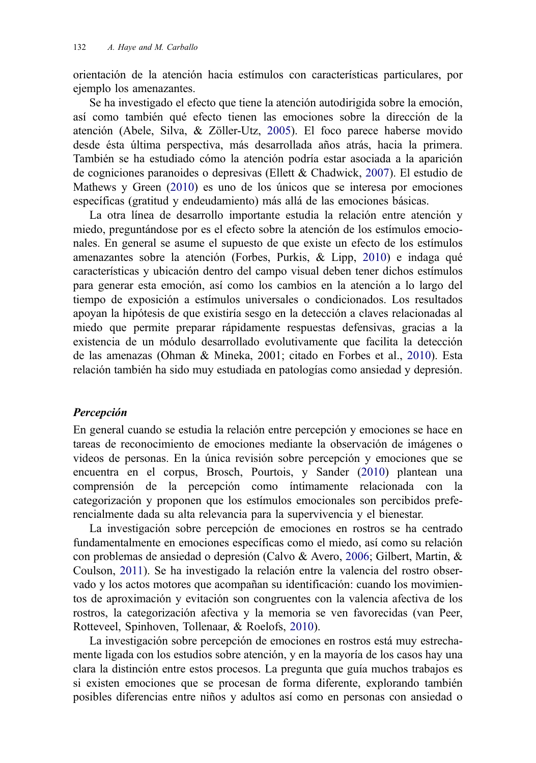orientación de la atención hacia estímulos con características particulares, por ejemplo los amenazantes.

Se ha investigado el efecto que tiene la atención autodirigida sobre la emoción, así como también qué efecto tienen las emociones sobre la dirección de la atención (Abele, Silva, & Zöller-Utz, 2005). El foco parece haberse movido desde ésta última perspectiva, más desarrollada años atrás, hacia la primera. También se ha estudiado cómo la atención podría estar asociada a la aparición de cogniciones paranoides o depresivas (Ellett & Chadwick, 2007). El estudio de Mathews y Green (2010) es uno de los únicos que se interesa por emociones específicas (gratitud y endeudamiento) más allá de las emociones básicas.

La otra línea de desarrollo importante estudia la relación entre atención y miedo, preguntándose por es el efecto sobre la atención de los estímulos emocionales. En general se asume el supuesto de que existe un efecto de los estímulos amenazantes sobre la atención (Forbes, Purkis, & Lipp, 2010) e indaga qué características y ubicación dentro del campo visual deben tener dichos estímulos para generar esta emoción, así como los cambios en la atención a lo largo del tiempo de exposición a estímulos universales o condicionados. Los resultados apoyan la hipótesis de que existiría sesgo en la detección a claves relacionadas al miedo que permite preparar rápidamente respuestas defensivas, gracias a la existencia de un módulo desarrollado evolutivamente que facilita la detección de las amenazas (Ohman & Mineka, 2001; citado en Forbes et al., 2010). Esta relación también ha sido muy estudiada en patologías como ansiedad y depresión.

### *Percepción*

En general cuando se estudia la relación entre percepción y emociones se hace en tareas de reconocimiento de emociones mediante la observación de imágenes o videos de personas. En la única revisión sobre percepción y emociones que se encuentra en el corpus, Brosch, Pourtois, y Sander (2010) plantean una comprensión de la percepción como íntimamente relacionada con la categorización y proponen que los estímulos emocionales son percibidos preferencialmente dada su alta relevancia para la supervivencia y el bienestar.

La investigación sobre percepción de emociones en rostros se ha centrado fundamentalmente en emociones específicas como el miedo, así como su relación con problemas de ansiedad o depresión (Calvo & Avero, 2006; Gilbert, Martin, & Coulson, 2011). Se ha investigado la relación entre la valencia del rostro observado y los actos motores que acompañan su identificación: cuando los movimientos de aproximación y evitación son congruentes con la valencia afectiva de los rostros, la categorización afectiva y la memoria se ven favorecidas (van Peer, Rotteveel, Spinhoven, Tollenaar, & Roelofs, 2010).

La investigación sobre percepción de emociones en rostros está muy estrechamente ligada con los estudios sobre atención, y en la mayoría de los casos hay una clara la distinción entre estos procesos. La pregunta que guía muchos trabajos es si existen emociones que se procesan de forma diferente, explorando también posibles diferencias entre niños y adultos así como en personas con ansiedad o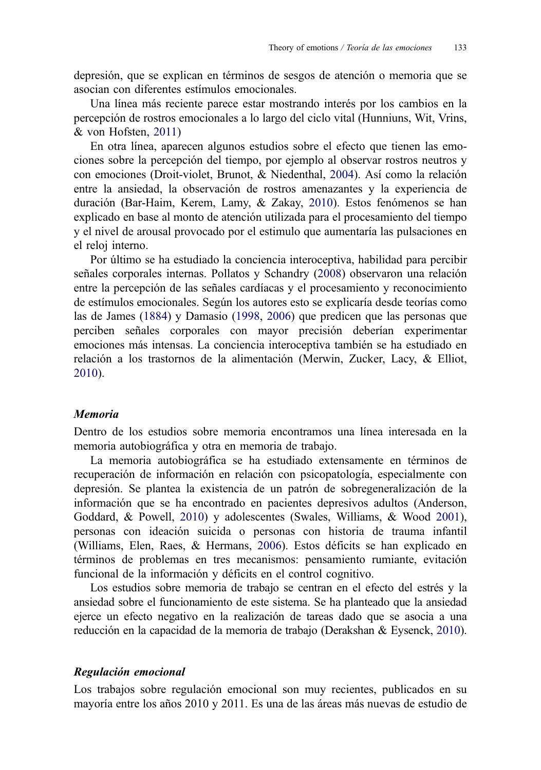depresión, que se explican en términos de sesgos de atención o memoria que se asocian con diferentes estímulos emocionales.

Una línea más reciente parece estar mostrando interés por los cambios en la percepción de rostros emocionales a lo largo del ciclo vital (Hunniuns, Wit, Vrins, & von Hofsten, 2011)

En otra línea, aparecen algunos estudios sobre el efecto que tienen las emociones sobre la percepción del tiempo, por ejemplo al observar rostros neutros y con emociones (Droit-violet, Brunot, & Niedenthal, 2004). Así como la relación entre la ansiedad, la observación de rostros amenazantes y la experiencia de duración (Bar-Haim, Kerem, Lamy, & Zakay, 2010). Estos fenómenos se han explicado en base al monto de atención utilizada para el procesamiento del tiempo y el nivel de arousal provocado por el estimulo que aumentaría las pulsaciones en el reloj interno.

Por último se ha estudiado la conciencia interoceptiva, habilidad para percibir señales corporales internas. Pollatos y Schandry (2008) observaron una relación entre la percepción de las señales cardíacas y el procesamiento y reconocimiento de estímulos emocionales. Según los autores esto se explicaría desde teorías como las de James (1884) y Damasio (1998, 2006) que predicen que las personas que perciben señales corporales con mayor precisión deberían experimentar emociones más intensas. La conciencia interoceptiva también se ha estudiado en relación a los trastornos de la alimentación (Merwin, Zucker, Lacy, & Elliot, 2010).

### *Memoria*

Dentro de los estudios sobre memoria encontramos una línea interesada en la memoria autobiográfica y otra en memoria de trabajo.

La memoria autobiográfica se ha estudiado extensamente en términos de recuperación de información en relación con psicopatología, especialmente con depresión. Se plantea la existencia de un patrón de sobregeneralización de la información que se ha encontrado en pacientes depresivos adultos (Anderson, Goddard, & Powell, 2010) y adolescentes (Swales, Williams, & Wood 2001), personas con ideación suicida o personas con historia de trauma infantil (Williams, Elen, Raes, & Hermans, 2006). Estos déficits se han explicado en términos de problemas en tres mecanismos: pensamiento rumiante, evitación funcional de la información y déficits en el control cognitivo.

Los estudios sobre memoria de trabajo se centran en el efecto del estrés y la ansiedad sobre el funcionamiento de este sistema. Se ha planteado que la ansiedad ejerce un efecto negativo en la realización de tareas dado que se asocia a una reducción en la capacidad de la memoria de trabajo (Derakshan & Eysenck, 2010).

### *Regulación emocional*

Los trabajos sobre regulación emocional son muy recientes, publicados en su mayoría entre los años 2010 y 2011. Es una de las áreas más nuevas de estudio de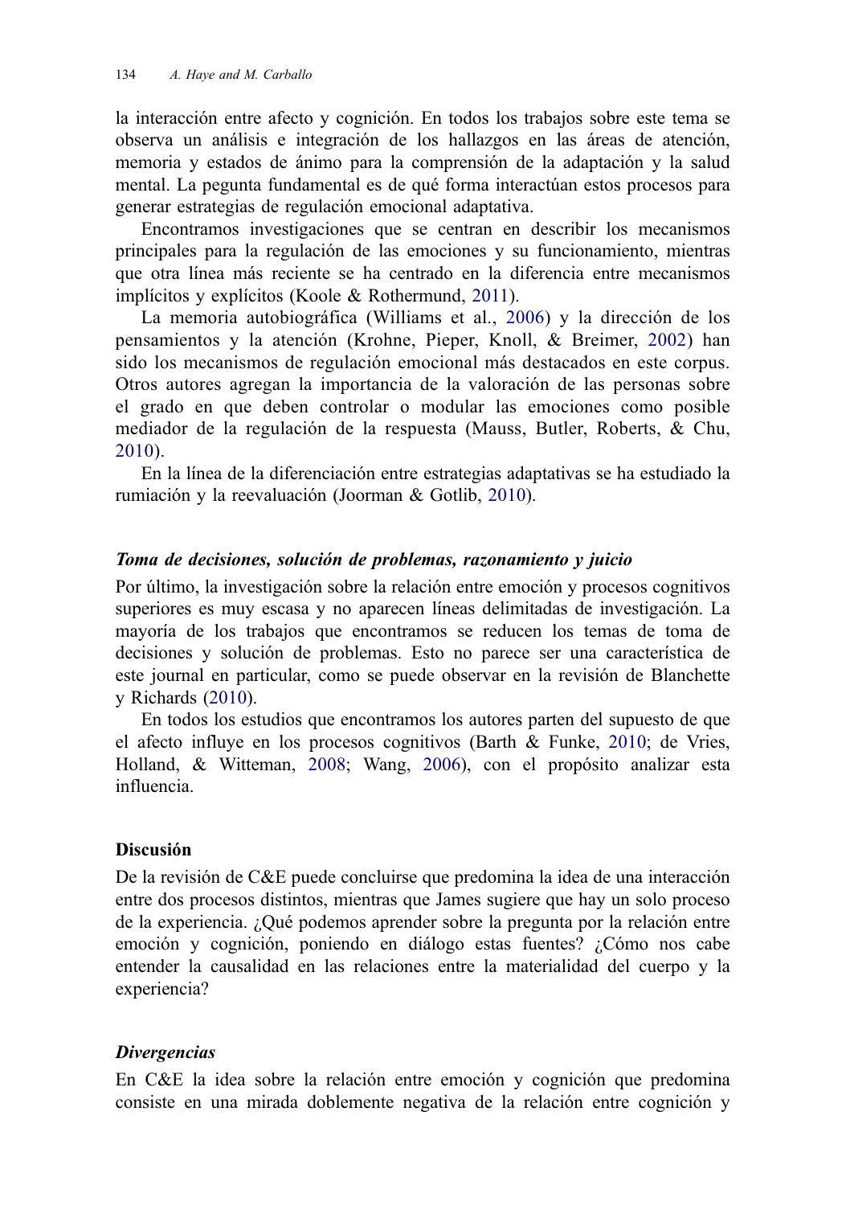la interacción entre afecto y cognición. En todos los trabajos sobre este tema se observa un análisis e integración de los hallazgos en las áreas de atención, memoria y estados de ánimo para la comprensión de la adaptación y la salud mental. La pegunta fundamental es de qué forma interactúan estos procesos para generar estrategias de regulación emocional adaptativa.

Encontramos investigaciones que se centran en describir los mecanismos principales para la regulación de las emociones y su funcionamiento, mientras que otra línea más reciente se ha centrado en la diferencia entre mecanismos implícitos y explícitos (Koole & Rothermund, 2011).

La memoria autobiográfica (Williams et al., 2006) y la dirección de los pensamientos y la atención (Krohne, Pieper, Knoll, & Breimer, 2002) han sido los mecanismos de regulación emocional más destacados en este corpus. Otros autores agregan la importancia de la valoración de las personas sobre el grado en que deben controlar o modular las emociones como posible mediador de la regulación de la respuesta (Mauss, Butler, Roberts, & Chu, 2010).

En la línea de la diferenciación entre estrategias adaptativas se ha estudiado la rumiación y la reevaluación (Joorman & Gotlib, 2010).

### *Toma de decisiones, solución de problemas, razonamiento y juicio*

Por último, la investigación sobre la relación entre emoción y procesos cognitivos superiores es muy escasa y no aparecen líneas delimitadas de investigación. La mayoría de los trabajos que encontramos se reducen los temas de toma de decisiones y solución de problemas. Esto no parece ser una característica de este journal en particular, como se puede observar en la revisión de Blanchette y Richards (2010).

En todos los estudios que encontramos los autores parten del supuesto de que el afecto influye en los procesos cognitivos (Barth & Funke, 2010; de Vries, Holland, & Witteman, 2008; Wang, 2006), con el propósito analizar esta influencia.

## Discusión

De la revisión de C&E puede concluirse que predomina la idea de una interacción entre dos procesos distintos, mientras que James sugiere que hay un solo proceso de la experiencia. ¿Qué podemos aprender sobre la pregunta por la relación entre emoción y cognición, poniendo en diálogo estas fuentes? ¿Cómo nos cabe entender la causalidad en las relaciones entre la materialidad del cuerpo y la experiencia?

### *Divergencias*

En C&E la idea sobre la relación entre emoción y cognición que predomina consiste en una mirada doblemente negativa de la relación entre cognición y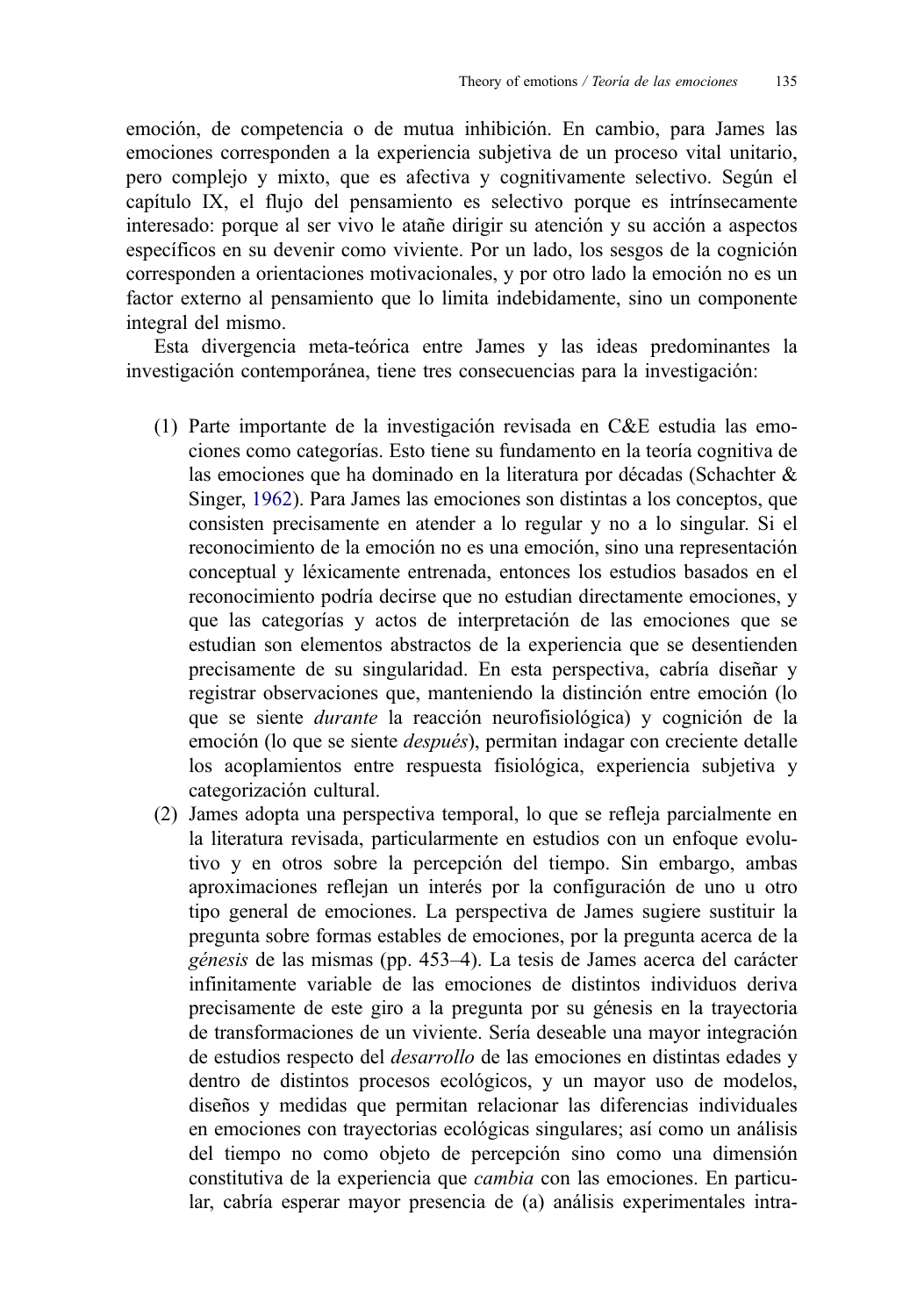emoción, de competencia o de mutua inhibición. En cambio, para James las emociones corresponden a la experiencia subjetiva de un proceso vital unitario, pero complejo y mixto, que es afectiva y cognitivamente selectivo. Según el capítulo IX, el flujo del pensamiento es selectivo porque es intrínsecamente interesado: porque al ser vivo le atañe dirigir su atención y su acción a aspectos específicos en su devenir como viviente. Por un lado, los sesgos de la cognición corresponden a orientaciones motivacionales, y por otro lado la emoción no es un factor externo al pensamiento que lo limita indebidamente, sino un componente integral del mismo.

Esta divergencia meta-teórica entre James y las ideas predominantes la investigación contemporánea, tiene tres consecuencias para la investigación:

1. Parte importante de la investigación revisada en C&E estudia las emociones como categorías. Esto tiene su fundamento en la teoría cognitiva de las emociones que ha dominado en la literatura por décadas (Schachter & Singer, 1962). Para James las emociones son distintas a los conceptos, que consisten precisamente en atender a lo regular y no a lo singular. Si el reconocimiento de la emoción no es una emoción, sino una representación conceptual y léxicamente entrenada, entonces los estudios basados en el reconocimiento podría decirse que no estudian directamente emociones, y que las categorías y actos de interpretación de las emociones que se estudian son elementos abstractos de la experiencia que se desentienden precisamente de su singularidad. En esta perspectiva, cabría diseñar y registrar observaciones que, manteniendo la distinción entre emoción (lo que se siente *durante* la reacción neurofisiológica) y cognición de la emoción (lo que se siente *después*), permitan indagar con creciente detalle los acoplamientos entre respuesta fisiológica, experiencia subjetiva y categorización cultural.
2. James adopta una perspectiva temporal, lo que se refleja parcialmente en la literatura revisada, particularmente en estudios con un enfoque evolutivo y en otros sobre la percepción del tiempo. Sin embargo, ambas aproximaciones reflejan un interés por la configuración de uno u otro tipo general de emociones. La perspectiva de James sugiere sustituir la pregunta sobre formas estables de emociones, por la pregunta acerca de la *génesis* de las mismas (pp. 453–4). La tesis de James acerca del carácter infinitamente variable de las emociones de distintos individuos deriva precisamente de este giro a la pregunta por su génesis en la trayectoria de transformaciones de un viviente. Sería deseable una mayor integración de estudios respecto del *desarrollo* de las emociones en distintas edades y dentro de distintos procesos ecológicos, y un mayor uso de modelos, diseños y medidas que permitan relacionar las diferencias individuales en emociones con trayectorias ecológicas singulares; así como un análisis del tiempo no como objeto de percepción sino como una dimensión constitutiva de la experiencia que *cambia* con las emociones. En particular, cabría esperar mayor presencia de (a) análisis experimentales intra-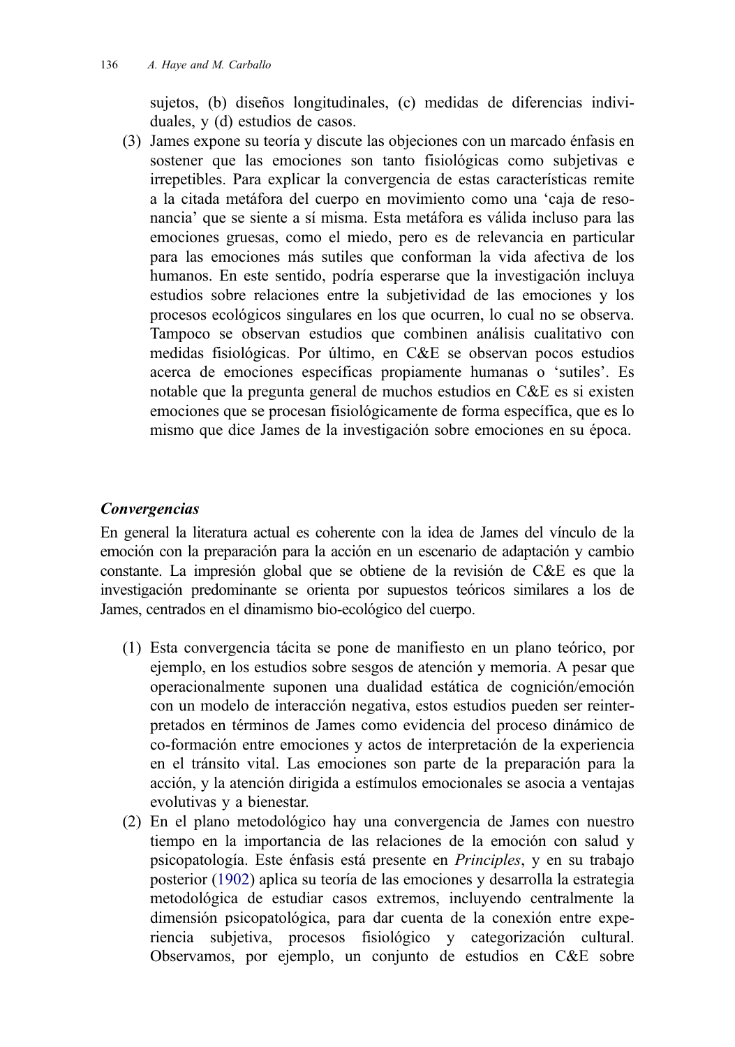sujetos, (b) diseños longitudinales, (c) medidas de diferencias individuales, y (d) estudios de casos.

(3) James expone su teoría y discute las objeciones con un marcado énfasis en sostener que las emociones son tanto fisiológicas como subjetivas e irrepetibles. Para explicar la convergencia de estas características remite a la citada metáfora del cuerpo en movimiento como una 'caja de resonancia' que se siente a sí misma. Esta metáfora es válida incluso para las emociones gruesas, como el miedo, pero es de relevancia en particular para las emociones más sutiles que conforman la vida afectiva de los humanos. En este sentido, podría esperarse que la investigación incluya estudios sobre relaciones entre la subjetividad de las emociones y los procesos ecológicos singulares en los que ocurren, lo cual no se observa. Tampoco se observan estudios que combinen análisis cualitativo con medidas fisiológicas. Por último, en C&E se observan pocos estudios acerca de emociones específicas propiamente humanas o 'sutiles'. Es notable que la pregunta general de muchos estudios en C&E es si existen emociones que se procesan fisiológicamente de forma específica, que es lo mismo que dice James de la investigación sobre emociones en su época.

### *Convergencias*

En general la literatura actual es coherente con la idea de James del vínculo de la emoción con la preparación para la acción en un escenario de adaptación y cambio constante. La impresión global que se obtiene de la revisión de C&E es que la investigación predominante se orienta por supuestos teóricos similares a los de James, centrados en el dinamismo bio-ecológico del cuerpo.

(1) Esta convergencia tácita se pone de manifiesto en un plano teórico, por ejemplo, en los estudios sobre sesgos de atención y memoria. A pesar que operacionalmente suponen una dualidad estática de cognición/emoción con un modelo de interacción negativa, estos estudios pueden ser reinterpretados en términos de James como evidencia del proceso dinámico de co-formación entre emociones y actos de interpretación de la experiencia en el tránsito vital. Las emociones son parte de la preparación para la acción, y la atención dirigida a estímulos emocionales se asocia a ventajas evolutivas y a bienestar.

(2) En el plano metodológico hay una convergencia de James con nuestro tiempo en la importancia de las relaciones de la emoción con salud y psicopatología. Este énfasis está presente en *Principles*, y en su trabajo posterior (1902) aplica su teoría de las emociones y desarrolla la estrategia metodológica de estudiar casos extremos, incluyendo centralmente la dimensión psicopatológica, para dar cuenta de la conexión entre experiencia subjetiva, procesos fisiológico y categorización cultural. Observamos, por ejemplo, un conjunto de estudios en C&E sobre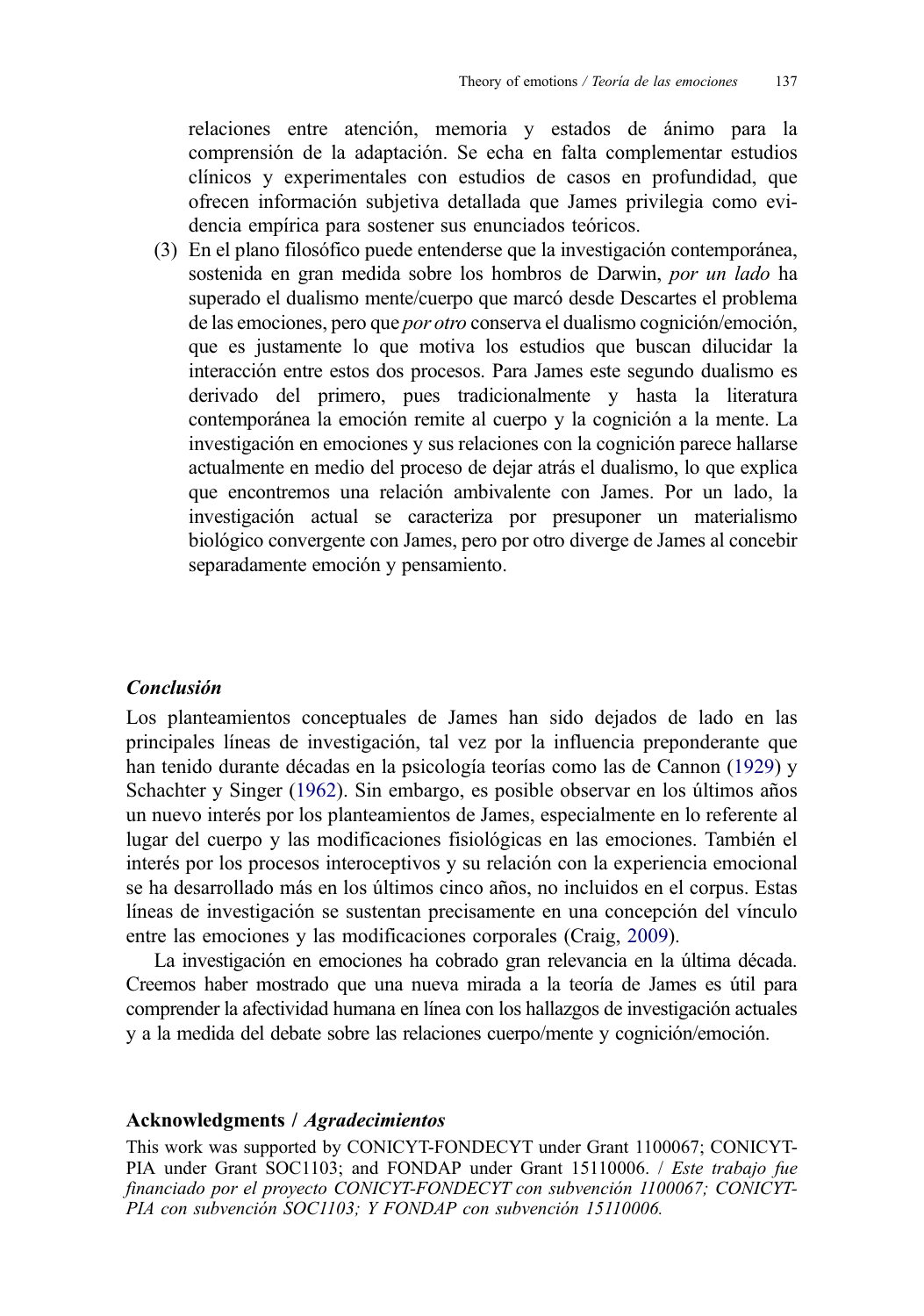relaciones entre atención, memoria y estados de ánimo para la comprensión de la adaptación. Se echa en falta complementar estudios clínicos y experimentales con estudios de casos en profundidad, que ofrecen información subjetiva detallada que James privilegia como evidencia empírica para sostener sus enunciados teóricos.

(3) En el plano filosófico puede entenderse que la investigación contemporánea, sostenida en gran medida sobre los hombros de Darwin, *por un lado* ha superado el dualismo mente/cuerpo que marcó desde Descartes el problema de las emociones, pero que *por otro* conserva el dualismo cognición/emoción, que es justamente lo que motiva los estudios que buscan dilucidar la interacción entre estos dos procesos. Para James este segundo dualismo es derivado del primero, pues tradicionalmente y hasta la literatura contemporánea la emoción remite al cuerpo y la cognición a la mente. La investigación en emociones y sus relaciones con la cognición parece hallarse actualmente en medio del proceso de dejar atrás el dualismo, lo que explica que encontremos una relación ambivalente con James. Por un lado, la investigación actual se caracteriza por presuponer un materialismo biológico convergente con James, pero por otro diverge de James al concebir separadamente emoción y pensamiento.

### *Conclusión*

Los planteamientos conceptuales de James han sido dejados de lado en las principales líneas de investigación, tal vez por la influencia preponderante que han tenido durante décadas en la psicología teorías como las de Cannon (1929) y Schachter y Singer (1962). Sin embargo, es posible observar en los últimos años un nuevo interés por los planteamientos de James, especialmente en lo referente al lugar del cuerpo y las modificaciones fisiológicas en las emociones. También el interés por los procesos interoceptivos y su relación con la experiencia emocional se ha desarrollado más en los últimos cinco años, no incluidos en el corpus. Estas líneas de investigación se sustentan precisamente en una concepción del vínculo entre las emociones y las modificaciones corporales (Craig, 2009).

La investigación en emociones ha cobrado gran relevancia en la última década. Creemos haber mostrado que una nueva mirada a la teoría de James es útil para comprender la afectividad humana en línea con los hallazgos de investigación actuales y a la medida del debate sobre las relaciones cuerpo/mente y cognición/emoción.

### Acknowledgments / *Agradecimientos*

This work was supported by CONICYT-FONDECYT under Grant 1100067; CONICYT-PIA under Grant SOC1103; and FONDAP under Grant 15110006. / *Este trabajo fue financiado por el proyecto CONICYT-FONDECYT con subvención 1100067; CONICYT-PIA con subvención SOC1103; Y FONDAP con subvención 15110006.*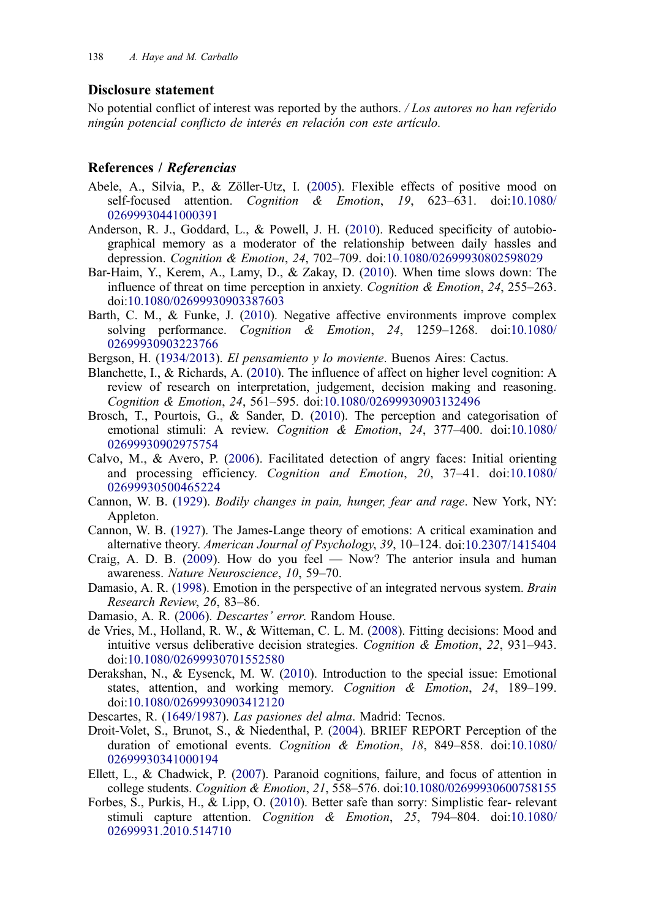## Disclosure statement

No potential conflict of interest was reported by the authors. / *Los autores no han referido ningún potencial conflicto de interés en relación con este artículo.*

## References / *Referencias*

Abele, A., Silvia, P., & Zöller-Utz, I. (2005). Flexible effects of positive mood on self-focused attention. *Cognition & Emotion*, *19*, 623–631. doi:10.1080/02699930441000391

Anderson, R. J., Goddard, L., & Powell, J. H. (2010). Reduced specificity of autobiographical memory as a moderator of the relationship between daily hassles and depression. *Cognition & Emotion*, *24*, 702–709. doi:10.1080/02699930802598029

Bar-Haim, Y., Kerem, A., Lamy, D., & Zakay, D. (2010). When time slows down: The influence of threat on time perception in anxiety. *Cognition & Emotion*, *24*, 255–263. doi:10.1080/02699930903387603

Barth, C. M., & Funke, J. (2010). Negative affective environments improve complex solving performance. *Cognition & Emotion*, *24*, 1259–1268. doi:10.1080/02699930903223766

Bergson, H. (1934/2013). *El pensamiento y lo moviente*. Buenos Aires: Cactus.

Blanchette, I., & Richards, A. (2010). The influence of affect on higher level cognition: A review of research on interpretation, judgement, decision making and reasoning. *Cognition & Emotion*, *24*, 561–595. doi:10.1080/02699930903132496

Brosch, T., Pourtois, G., & Sander, D. (2010). The perception and categorisation of emotional stimuli: A review. *Cognition & Emotion*, *24*, 377–400. doi:10.1080/02699930902975754

Calvo, M., & Avero, P. (2006). Facilitated detection of angry faces: Initial orienting and processing efficiency. *Cognition and Emotion*, *20*, 37–41. doi:10.1080/02699930500465224

Cannon, W. B. (1929). *Bodily changes in pain, hunger, fear and rage*. New York, NY: Appleton.

Cannon, W. B. (1927). The James-Lange theory of emotions: A critical examination and alternative theory. *American Journal of Psychology*, *39*, 10–124. doi:10.2307/1415404

Craig, A. D. B. (2009). How do you feel — Now? The anterior insula and human awareness. *Nature Neuroscience*, *10*, 59–70.

Damasio, A. R. (1998). Emotion in the perspective of an integrated nervous system. *Brain Research Review*, *26*, 83–86.

Damasio, A. R. (2006). *Descartes' error*. Random House.

de Vries, M., Holland, R. W., & Witteman, C. L. M. (2008). Fitting decisions: Mood and intuitive versus deliberative decision strategies. *Cognition & Emotion*, *22*, 931–943. doi:10.1080/02699930701552580

Derakshan, N., & Eysenck, M. W. (2010). Introduction to the special issue: Emotional states, attention, and working memory. *Cognition & Emotion*, *24*, 189–199. doi:10.1080/02699930903412120

Descartes, R. (1649/1987). *Las pasiones del alma*. Madrid: Tecnos.

Droit-Volet, S., Brunot, S., & Niedenthal, P. (2004). BRIEF REPORT Perception of the duration of emotional events. *Cognition & Emotion*, *18*, 849–858. doi:10.1080/02699930341000194

Ellett, L., & Chadwick, P. (2007). Paranoid cognitions, failure, and focus of attention in college students. *Cognition & Emotion*, *21*, 558–576. doi:10.1080/02699930600758155

Forbes, S., Purkis, H., & Lipp, O. (2010). Better safe than sorry: Simplistic fear- relevant stimuli capture attention. *Cognition & Emotion*, *25*, 794–804. doi:10.1080/02699931.2010.514710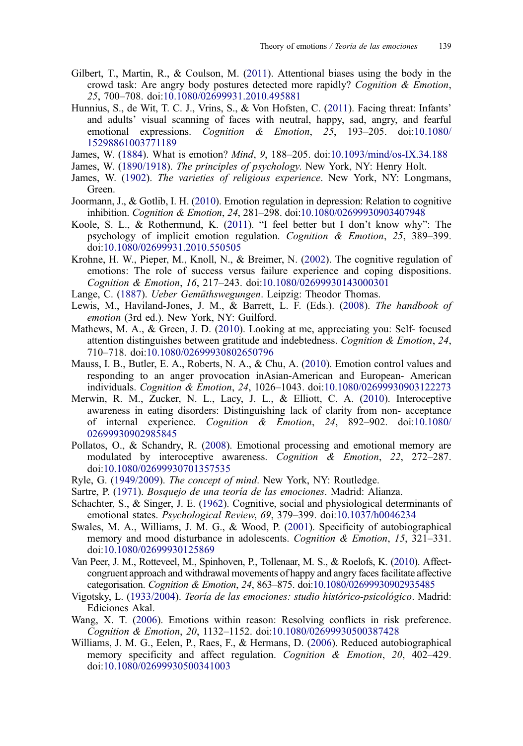Gilbert, T., Martin, R., & Coulson, M. (2011). Attentional biases using the body in the crowd task: Are angry body postures detected more rapidly? *Cognition & Emotion*, *25*, 700–708. doi:10.1080/02699931.2010.495881

Hunnius, S., de Wit, T. C. J., Vrins, S., & Von Hofsten, C. (2011). Facing threat: Infants' and adults' visual scanning of faces with neutral, happy, sad, angry, and fearful emotional expressions. *Cognition & Emotion*, *25*, 193–205. doi:10.1080/15298861003771189

James, W. (1884). What is emotion? *Mind*, *9*, 188–205. doi:10.1093/mind/os-IX.34.188

James, W. (1890/1918). *The principles of psychology*. New York, NY: Henry Holt.

James, W. (1902). *The varieties of religious experience*. New York, NY: Longmans, Green.

Joormann, J., & Gotlib, I. H. (2010). Emotion regulation in depression: Relation to cognitive inhibition. *Cognition & Emotion*, *24*, 281–298. doi:10.1080/02699930903407948

Koole, S. L., & Rothermund, K. (2011). "I feel better but I don't know why": The psychology of implicit emotion regulation. *Cognition & Emotion*, *25*, 389–399. doi:10.1080/02699931.2010.550505

Krohne, H. W., Pieper, M., Knoll, N., & Breimer, N. (2002). The cognitive regulation of emotions: The role of success versus failure experience and coping dispositions. *Cognition & Emotion*, *16*, 217–243. doi:10.1080/02699930143000301

Lange, C. (1887). *Ueber Gemüthswegungen*. Leipzig: Theodor Thomas.

Lewis, M., Haviland-Jones, J. M., & Barrett, L. F. (Eds.). (2008). *The handbook of emotion* (3rd ed.). New York, NY: Guilford.

Mathews, M. A., & Green, J. D. (2010). Looking at me, appreciating you: Self- focused attention distinguishes between gratitude and indebtedness. *Cognition & Emotion*, *24*, 710–718. doi:10.1080/02699930802650796

Mauss, I. B., Butler, E. A., Roberts, N. A., & Chu, A. (2010). Emotion control values and responding to an anger provocation inAsian-American and European- American individuals. *Cognition & Emotion*, *24*, 1026–1043. doi:10.1080/02699930903122273

Merwin, R. M., Zucker, N. L., Lacy, J. L., & Elliott, C. A. (2010). Interoceptive awareness in eating disorders: Distinguishing lack of clarity from non- acceptance of internal experience. *Cognition & Emotion*, *24*, 892–902. doi:10.1080/02699930902985845

Pollatos, O., & Schandry, R. (2008). Emotional processing and emotional memory are modulated by interoceptive awareness. *Cognition & Emotion*, *22*, 272–287. doi:10.1080/02699930701357535

Ryle, G. (1949/2009). *The concept of mind*. New York, NY: Routledge.

Sartre, P. (1971). *Bosquejo de una teoría de las emociones*. Madrid: Alianza.

Schachter, S., & Singer, J. E. (1962). Cognitive, social and physiological determinants of emotional states. *Psychological Review*, *69*, 379–399. doi:10.1037/h0046234

Swales, M. A., Williams, J. M. G., & Wood, P. (2001). Specificity of autobiographical memory and mood disturbance in adolescents. *Cognition & Emotion*, *15*, 321–331. doi:10.1080/02699930125869

Van Peer, J. M., Rotteveel, M., Spinhoven, P., Tollenaar, M. S., & Roelofs, K. (2010). Affect-congruent approach and withdrawal movements of happy and angry faces facilitate affective categorisation. *Cognition & Emotion*, *24*, 863–875. doi:10.1080/02699930902935485

Vigotsky, L. (1933/2004). *Teoría de las emociones: studio histórico-psicológico*. Madrid: Ediciones Akal.

Wang, X. T. (2006). Emotions within reason: Resolving conflicts in risk preference. *Cognition & Emotion*, *20*, 1132–1152. doi:10.1080/02699930500387428

Williams, J. M. G., Eelen, P., Raes, F., & Hermans, D. (2006). Reduced autobiographical memory specificity and affect regulation. *Cognition & Emotion*, *20*, 402–429. doi:10.1080/02699930500341003